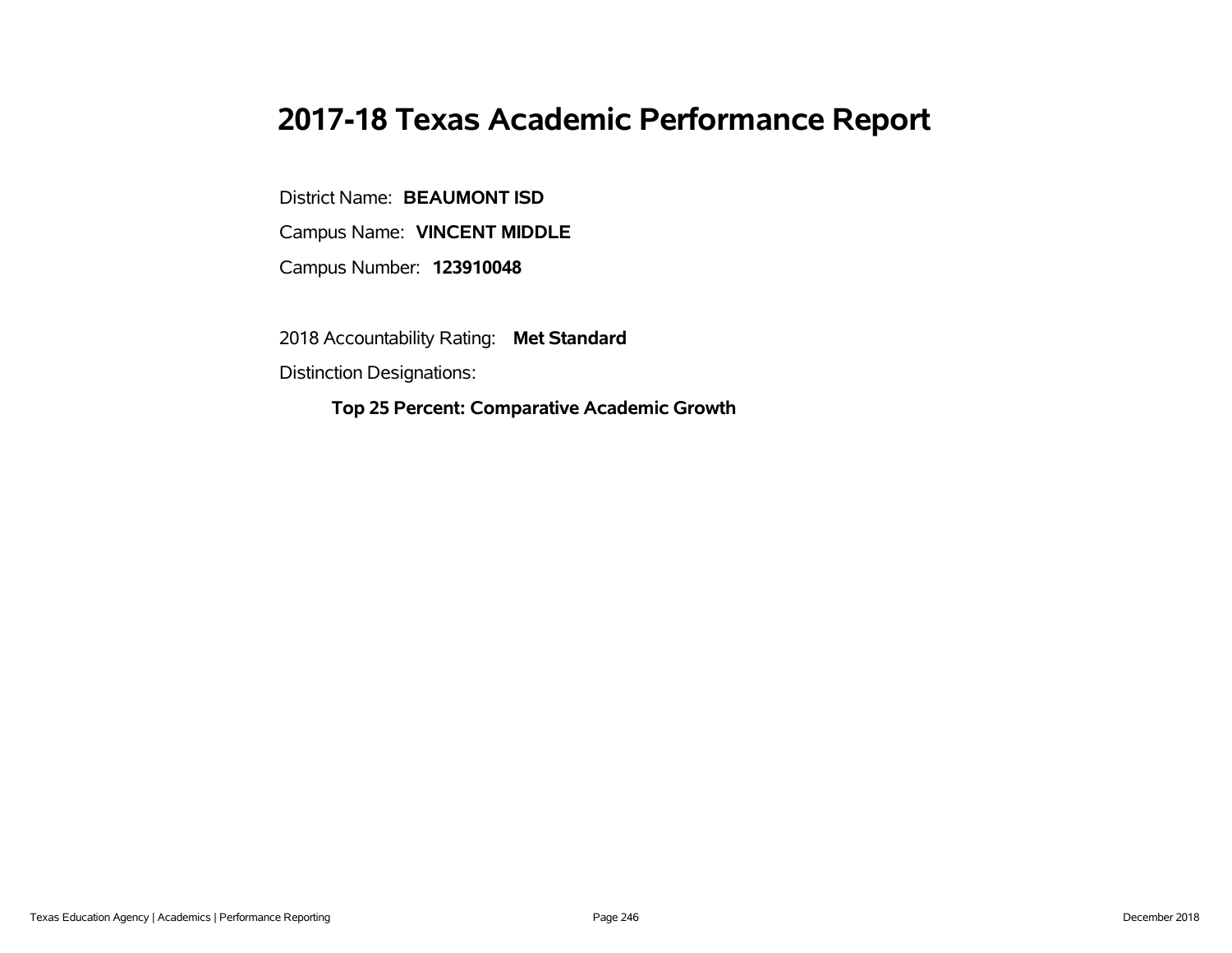# 2017-18 Texas Academic Performance Report

District Name: **BEAUMONT ISD**

Campus Name: **VINCENT MIDDLE**

Campus Number: **123910048**

2018 Accountability Rating: **Met Standard**

Distinction Designations:

**Top 25 Percent: Comparative Academic Growth**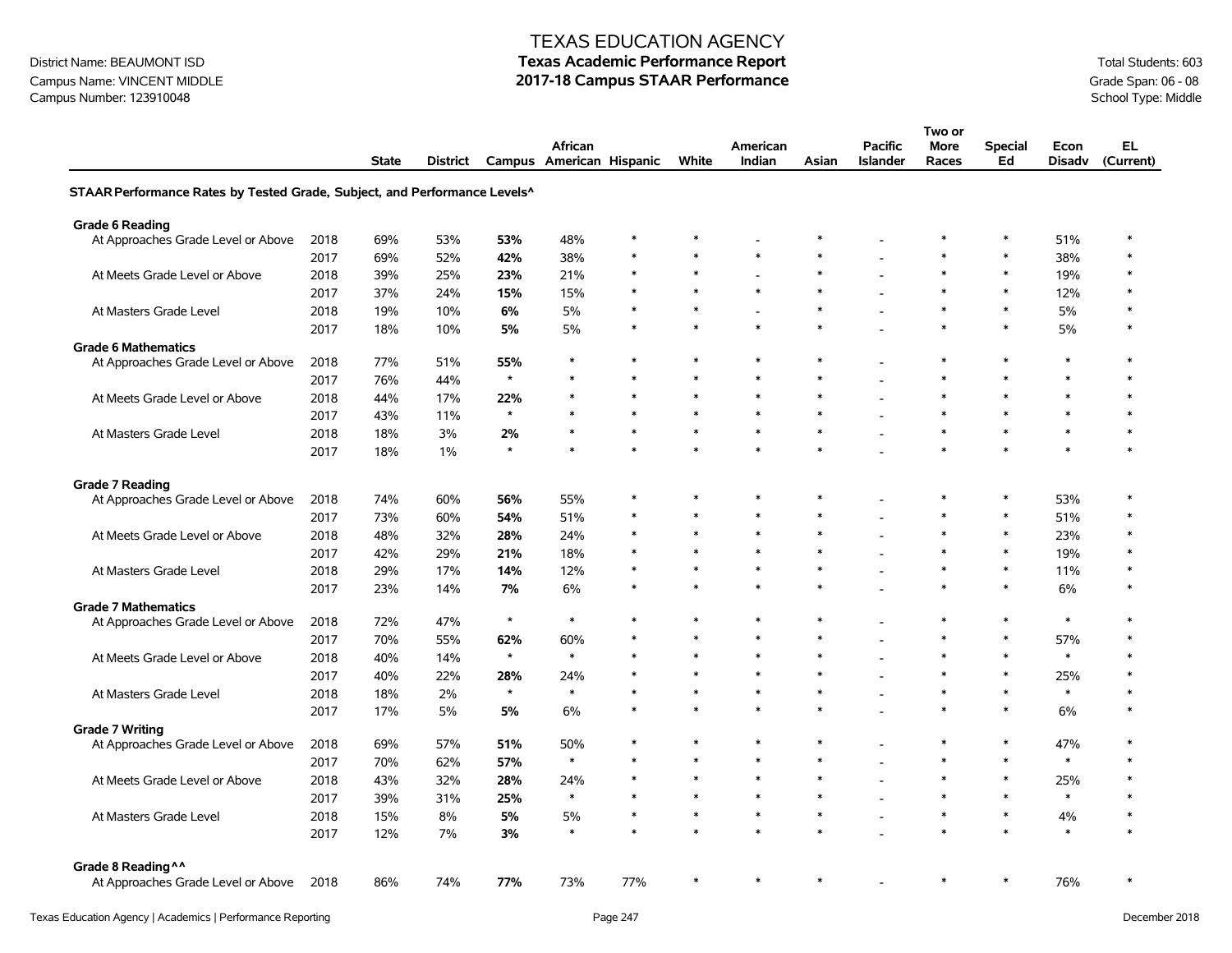TEXAS EDUCATION AGENCY

District Name: BEAUMONT ISD
Campus Name: VINCENT MIDDLE
Campus Number: 123910048

**Texas Academic Performance Report**
**2017-18 Campus STAAR Performance**

Total Students: 603
Grade Span: 06 - 08
School Type: Middle

| | | State | District | Campus | African American | Hispanic | White | American Indian | Asian | Pacific Islander | Two or More Races | Special Ed | Econ Disadv | EL (Current) |
|---|---|---|---|---|---|---|---|---|---|---|---|---|---|---|
| **STAAR Performance Rates by Tested Grade, Subject, and Performance Levels^** | | | | | | | | | | | | | | |
| **Grade 6 Reading** | | | | | | | | | | | | | | |
| At Approaches Grade Level or Above | 2018 | 69% | 53% | **53%** | 48% | * | * | - | * | - | * | * | 51% | * |
| | 2017 | 69% | 52% | **42%** | 38% | * | * | * | * | - | * | * | 38% | * |
| At Meets Grade Level or Above | 2018 | 39% | 25% | **23%** | 21% | * | * | - | * | - | * | * | 19% | * |
| | 2017 | 37% | 24% | **15%** | 15% | * | * | * | * | - | * | * | 12% | * |
| At Masters Grade Level | 2018 | 19% | 10% | **6%** | 5% | * | * | - | * | - | * | * | 5% | * |
| | 2017 | 18% | 10% | **5%** | 5% | * | * | * | * | - | * | * | 5% | * |
| **Grade 6 Mathematics** | | | | | | | | | | | | | | |
| At Approaches Grade Level or Above | 2018 | 77% | 51% | **55%** | * | * | * | * | * | - | * | * | * | * |
| | 2017 | 76% | 44% | * | * | * | * | * | * | - | * | * | * | * |
| At Meets Grade Level or Above | 2018 | 44% | 17% | **22%** | * | * | * | * | * | - | * | * | * | * |
| | 2017 | 43% | 11% | * | * | * | * | * | * | - | * | * | * | * |
| At Masters Grade Level | 2018 | 18% | 3% | **2%** | * | * | * | * | * | - | * | * | * | * |
| | 2017 | 18% | 1% | * | * | * | * | * | * | - | * | * | * | * |
| **Grade 7 Reading** | | | | | | | | | | | | | | |
| At Approaches Grade Level or Above | 2018 | 74% | 60% | **56%** | 55% | * | * | * | * | - | * | * | 53% | * |
| | 2017 | 73% | 60% | **54%** | 51% | * | * | * | * | - | * | * | 51% | * |
| At Meets Grade Level or Above | 2018 | 48% | 32% | **28%** | 24% | * | * | * | * | - | * | * | 23% | * |
| | 2017 | 42% | 29% | **21%** | 18% | * | * | * | * | - | * | * | 19% | * |
| At Masters Grade Level | 2018 | 29% | 17% | **14%** | 12% | * | * | * | * | - | * | * | 11% | * |
| | 2017 | 23% | 14% | **7%** | 6% | * | * | * | * | - | * | * | 6% | * |
| **Grade 7 Mathematics** | | | | | | | | | | | | | | |
| At Approaches Grade Level or Above | 2018 | 72% | 47% | * | * | * | * | * | * | - | * | * | * | * |
| | 2017 | 70% | 55% | **62%** | 60% | * | * | * | * | - | * | * | 57% | * |
| At Meets Grade Level or Above | 2018 | 40% | 14% | * | * | * | * | * | * | - | * | * | * | * |
| | 2017 | 40% | 22% | **28%** | 24% | * | * | * | * | - | * | * | 25% | * |
| At Masters Grade Level | 2018 | 18% | 2% | * | * | * | * | * | * | - | * | * | * | * |
| | 2017 | 17% | 5% | **5%** | 6% | * | * | * | * | - | * | * | 6% | * |
| **Grade 7 Writing** | | | | | | | | | | | | | | |
| At Approaches Grade Level or Above | 2018 | 69% | 57% | **51%** | 50% | * | * | * | * | - | * | * | 47% | * |
| | 2017 | 70% | 62% | **57%** | * | * | * | * | * | - | * | * | * | * |
| At Meets Grade Level or Above | 2018 | 43% | 32% | **28%** | 24% | * | * | * | * | - | * | * | 25% | * |
| | 2017 | 39% | 31% | **25%** | * | * | * | * | * | - | * | * | * | * |
| At Masters Grade Level | 2018 | 15% | 8% | **5%** | 5% | * | * | * | * | - | * | * | 4% | * |
| | 2017 | 12% | 7% | **3%** | * | * | * | * | * | - | * | * | * | * |
| **Grade 8 Reading^^** | | | | | | | | | | | | | | |
| At Approaches Grade Level or Above | 2018 | 86% | 74% | **77%** | 73% | 77% | * | * | * | - | * | * | 76% | * |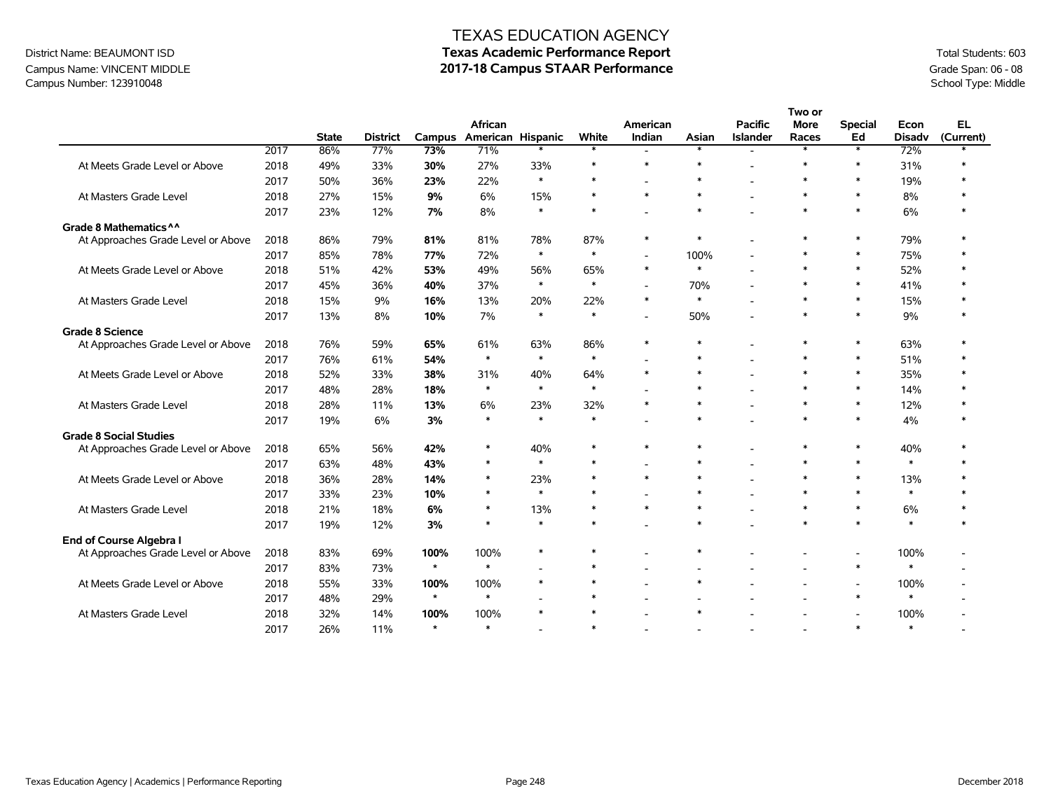# TEXAS EDUCATION AGENCY

## Texas Academic Performance Report

## 2017-18 Campus STAAR Performance

District Name: BEAUMONT ISD
Campus Name: VINCENT MIDDLE
Campus Number: 123910048

Total Students: 603
Grade Span: 06 - 08
School Type: Middle

| | | State | District | Campus | African American | Hispanic | White | American Indian | Asian | Pacific Islander | Two or More Races | Special Ed | Econ Disadv | EL (Current) |
|---|---|---|---|---|---|---|---|---|---|---|---|---|---|---|
| | 2017 | 86% | 77% | **73%** | 71% | * | * | - | * | - | * | * | 72% | * |
| At Meets Grade Level or Above | 2018 | 49% | 33% | **30%** | 27% | 33% | * | * | * | - | * | * | 31% | * |
| | 2017 | 50% | 36% | **23%** | 22% | * | * | - | * | - | * | * | 19% | * |
| At Masters Grade Level | 2018 | 27% | 15% | **9%** | 6% | 15% | * | * | * | - | * | * | 8% | * |
| | 2017 | 23% | 12% | **7%** | 8% | * | * | - | * | - | * | * | 6% | * |
| **Grade 8 Mathematics^^** | | | | | | | | | | | | | | |
| At Approaches Grade Level or Above | 2018 | 86% | 79% | **81%** | 81% | 78% | 87% | * | * | - | * | * | 79% | * |
| | 2017 | 85% | 78% | **77%** | 72% | * | * | - | 100% | - | * | * | 75% | * |
| At Meets Grade Level or Above | 2018 | 51% | 42% | **53%** | 49% | 56% | 65% | * | * | - | * | * | 52% | * |
| | 2017 | 45% | 36% | **40%** | 37% | * | * | - | 70% | - | * | * | 41% | * |
| At Masters Grade Level | 2018 | 15% | 9% | **16%** | 13% | 20% | 22% | * | * | - | * | * | 15% | * |
| | 2017 | 13% | 8% | **10%** | 7% | * | * | - | 50% | - | * | * | 9% | * |
| **Grade 8 Science** | | | | | | | | | | | | | | |
| At Approaches Grade Level or Above | 2018 | 76% | 59% | **65%** | 61% | 63% | 86% | * | * | - | * | * | 63% | * |
| | 2017 | 76% | 61% | **54%** | * | * | * | - | * | - | * | * | 51% | * |
| At Meets Grade Level or Above | 2018 | 52% | 33% | **38%** | 31% | 40% | 64% | * | * | - | * | * | 35% | * |
| | 2017 | 48% | 28% | **18%** | * | * | * | - | * | - | * | * | 14% | * |
| At Masters Grade Level | 2018 | 28% | 11% | **13%** | 6% | 23% | 32% | * | * | - | * | * | 12% | * |
| | 2017 | 19% | 6% | **3%** | * | * | * | - | * | - | * | * | 4% | * |
| **Grade 8 Social Studies** | | | | | | | | | | | | | | |
| At Approaches Grade Level or Above | 2018 | 65% | 56% | **42%** | * | 40% | * | * | * | - | * | * | 40% | * |
| | 2017 | 63% | 48% | **43%** | * | * | * | - | * | - | * | * | * | * |
| At Meets Grade Level or Above | 2018 | 36% | 28% | **14%** | * | 23% | * | * | * | - | * | * | 13% | * |
| | 2017 | 33% | 23% | **10%** | * | * | * | - | * | - | * | * | * | * |
| At Masters Grade Level | 2018 | 21% | 18% | **6%** | * | 13% | * | * | * | - | * | * | 6% | * |
| | 2017 | 19% | 12% | **3%** | * | * | * | - | * | - | * | * | * | * |
| **End of Course Algebra I** | | | | | | | | | | | | | | |
| At Approaches Grade Level or Above | 2018 | 83% | 69% | **100%** | 100% | * | * | - | * | - | - | - | 100% | - |
| | 2017 | 83% | 73% | * | * | - | * | - | - | - | - | * | * | - |
| At Meets Grade Level or Above | 2018 | 55% | 33% | **100%** | 100% | * | * | - | * | - | - | - | 100% | - |
| | 2017 | 48% | 29% | * | * | - | * | - | - | - | - | * | * | - |
| At Masters Grade Level | 2018 | 32% | 14% | **100%** | 100% | * | * | - | * | - | - | - | 100% | - |
| | 2017 | 26% | 11% | * | * | - | * | - | - | - | - | * | * | - |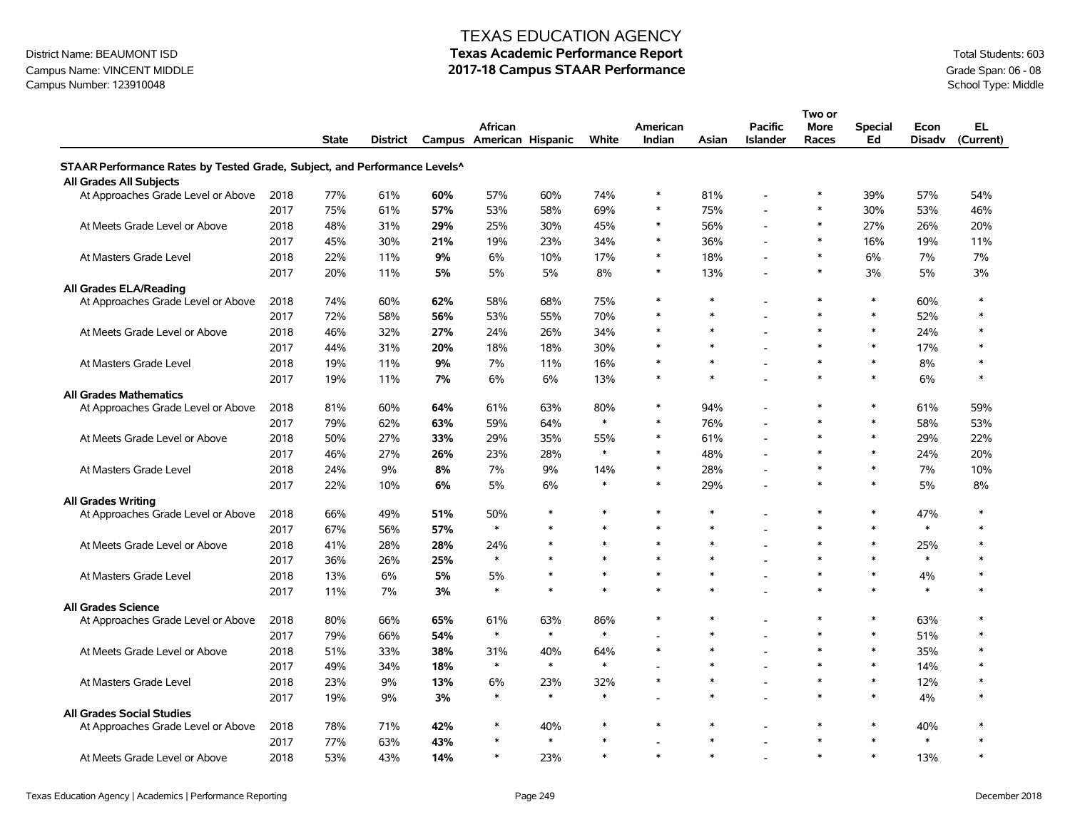# TEXAS EDUCATION AGENCY
## Texas Academic Performance Report
## 2017-18 Campus STAAR Performance

District Name: BEAUMONT ISD
Campus Name: VINCENT MIDDLE
Campus Number: 123910048

Total Students: 603
Grade Span: 06 - 08
School Type: Middle

| | | State | District | Campus | African American | Hispanic | White | American Indian | Asian | Pacific Islander | Two or More Races | Special Ed | Econ Disadv | EL (Current) |
|---|---|---|---|---|---|---|---|---|---|---|---|---|---|---|
| **STAAR Performance Rates by Tested Grade, Subject, and Performance Levels^** | | | | | | | | | | | | | | |
| **All Grades All Subjects** | | | | | | | | | | | | | | |
| At Approaches Grade Level or Above | 2018 | 77% | 61% | **60%** | 57% | 60% | 74% | * | 81% | - | * | 39% | 57% | 54% |
| | 2017 | 75% | 61% | **57%** | 53% | 58% | 69% | * | 75% | - | * | 30% | 53% | 46% |
| At Meets Grade Level or Above | 2018 | 48% | 31% | **29%** | 25% | 30% | 45% | * | 56% | - | * | 27% | 26% | 20% |
| | 2017 | 45% | 30% | **21%** | 19% | 23% | 34% | * | 36% | - | * | 16% | 19% | 11% |
| At Masters Grade Level | 2018 | 22% | 11% | **9%** | 6% | 10% | 17% | * | 18% | - | * | 6% | 7% | 7% |
| | 2017 | 20% | 11% | **5%** | 5% | 5% | 8% | * | 13% | - | * | 3% | 5% | 3% |
| **All Grades ELA/Reading** | | | | | | | | | | | | | | |
| At Approaches Grade Level or Above | 2018 | 74% | 60% | **62%** | 58% | 68% | 75% | * | * | - | * | * | 60% | * |
| | 2017 | 72% | 58% | **56%** | 53% | 55% | 70% | * | * | - | * | * | 52% | * |
| At Meets Grade Level or Above | 2018 | 46% | 32% | **27%** | 24% | 26% | 34% | * | * | - | * | * | 24% | * |
| | 2017 | 44% | 31% | **20%** | 18% | 18% | 30% | * | * | - | * | * | 17% | * |
| At Masters Grade Level | 2018 | 19% | 11% | **9%** | 7% | 11% | 16% | * | * | - | * | * | 8% | * |
| | 2017 | 19% | 11% | **7%** | 6% | 6% | 13% | * | * | - | * | * | 6% | * |
| **All Grades Mathematics** | | | | | | | | | | | | | | |
| At Approaches Grade Level or Above | 2018 | 81% | 60% | **64%** | 61% | 63% | 80% | * | 94% | - | * | * | 61% | 59% |
| | 2017 | 79% | 62% | **63%** | 59% | 64% | * | * | 76% | - | * | * | 58% | 53% |
| At Meets Grade Level or Above | 2018 | 50% | 27% | **33%** | 29% | 35% | 55% | * | 61% | - | * | * | 29% | 22% |
| | 2017 | 46% | 27% | **26%** | 23% | 28% | * | * | 48% | - | * | * | 24% | 20% |
| At Masters Grade Level | 2018 | 24% | 9% | **8%** | 7% | 9% | 14% | * | 28% | - | * | * | 7% | 10% |
| | 2017 | 22% | 10% | **6%** | 5% | 6% | * | * | 29% | - | * | * | 5% | 8% |
| **All Grades Writing** | | | | | | | | | | | | | | |
| At Approaches Grade Level or Above | 2018 | 66% | 49% | **51%** | 50% | * | * | * | * | - | * | * | 47% | * |
| | 2017 | 67% | 56% | **57%** | * | * | * | * | * | - | * | * | * | * |
| At Meets Grade Level or Above | 2018 | 41% | 28% | **28%** | 24% | * | * | * | * | - | * | * | 25% | * |
| | 2017 | 36% | 26% | **25%** | * | * | * | * | * | - | * | * | * | * |
| At Masters Grade Level | 2018 | 13% | 6% | **5%** | 5% | * | * | * | * | - | * | * | 4% | * |
| | 2017 | 11% | 7% | **3%** | * | * | * | * | * | - | * | * | * | * |
| **All Grades Science** | | | | | | | | | | | | | | |
| At Approaches Grade Level or Above | 2018 | 80% | 66% | **65%** | 61% | 63% | 86% | * | * | - | * | * | 63% | * |
| | 2017 | 79% | 66% | **54%** | * | * | * | - | * | - | * | * | 51% | * |
| At Meets Grade Level or Above | 2018 | 51% | 33% | **38%** | 31% | 40% | 64% | * | * | - | * | * | 35% | * |
| | 2017 | 49% | 34% | **18%** | * | * | * | - | * | - | * | * | 14% | * |
| At Masters Grade Level | 2018 | 23% | 9% | **13%** | 6% | 23% | 32% | * | * | - | * | * | 12% | * |
| | 2017 | 19% | 9% | **3%** | * | * | * | - | * | - | * | * | 4% | * |
| **All Grades Social Studies** | | | | | | | | | | | | | | |
| At Approaches Grade Level or Above | 2018 | 78% | 71% | **42%** | * | 40% | * | * | * | - | * | * | 40% | * |
| | 2017 | 77% | 63% | **43%** | * | * | * | - | * | - | * | * | * | * |
| At Meets Grade Level or Above | 2018 | 53% | 43% | **14%** | * | 23% | * | * | * | - | * | * | 13% | * |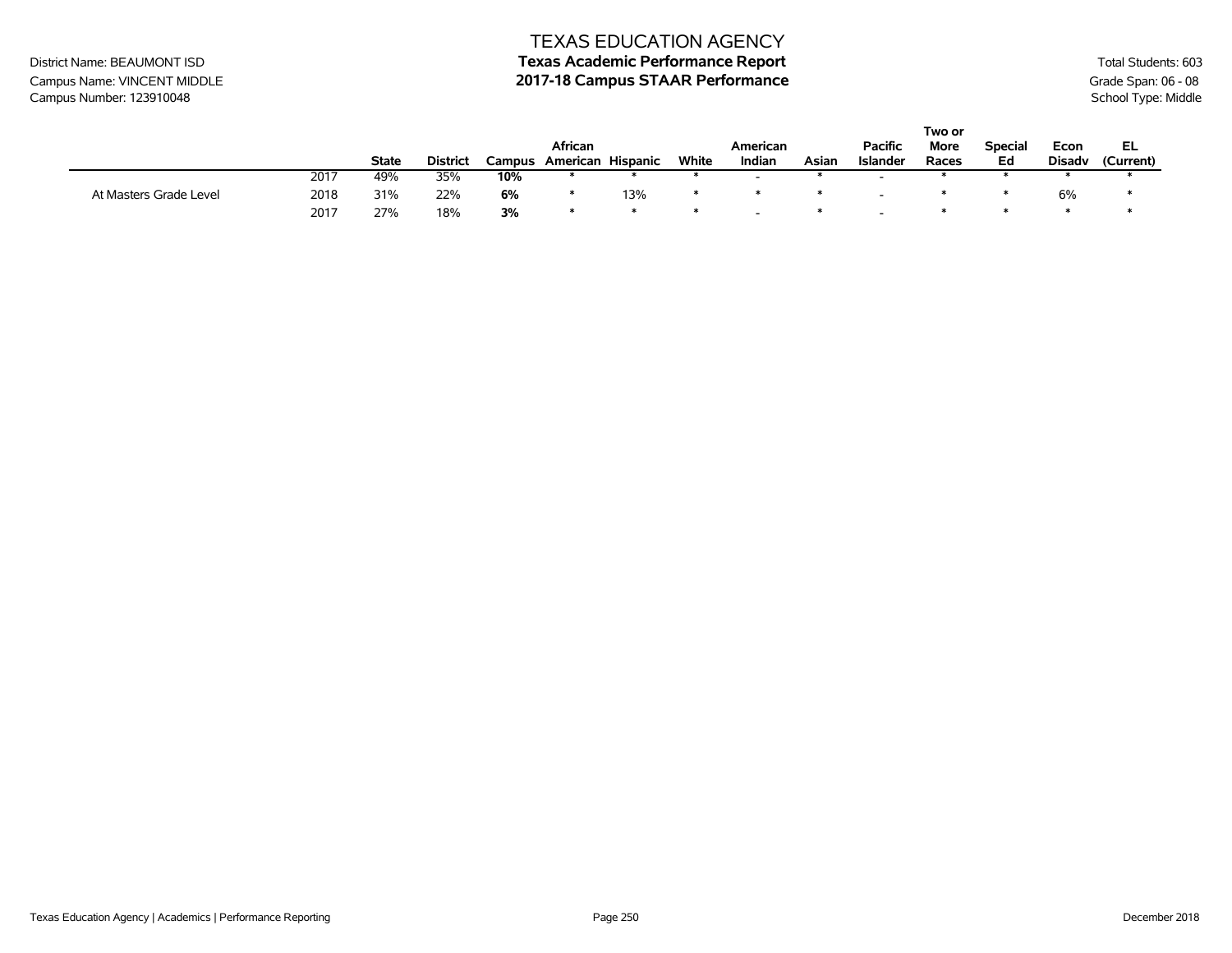District Name: BEAUMONT ISD
Campus Name: VINCENT MIDDLE
Campus Number: 123910048

# TEXAS EDUCATION AGENCY
## Texas Academic Performance Report
## 2017-18 Campus STAAR Performance

Total Students: 603
Grade Span: 06 - 08
School Type: Middle

| | | State | District | Campus | African American | Hispanic | White | American Indian | Asian | Pacific Islander | Two or More Races | Special Ed | Econ Disadv | EL (Current) |
|---|---|---|---|---|---|---|---|---|---|---|---|---|---|---|
| | 2017 | 49% | 35% | **10%** | * | * | * | - | * | - | * | * | * | * |
| At Masters Grade Level | 2018 | 31% | 22% | **6%** | * | 13% | * | * | * | - | * | * | 6% | * |
| | 2017 | 27% | 18% | **3%** | * | * | * | - | * | - | * | * | * | * |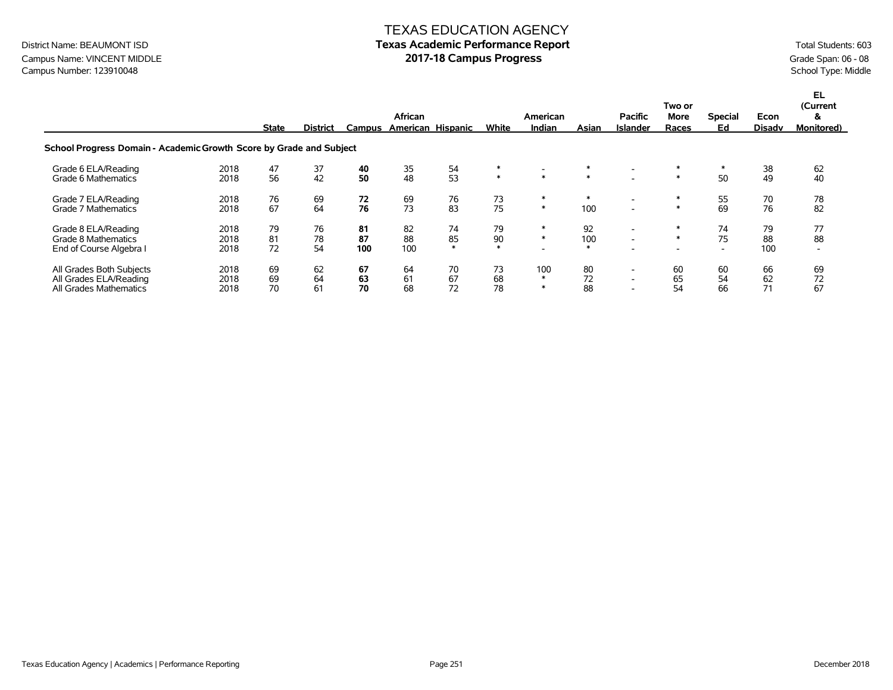# TEXAS EDUCATION AGENCY
## Texas Academic Performance Report
## 2017-18 Campus Progress

District Name: BEAUMONT ISD
Campus Name: VINCENT MIDDLE
Campus Number: 123910048

Total Students: 603
Grade Span: 06 - 08
School Type: Middle

| | | State | District | Campus | African American | Hispanic | White | American Indian | Asian | Pacific Islander | Two or More Races | Special Ed | Econ Disadv | EL (Current & Monitored) |
|---|---|---|---|---|---|---|---|---|---|---|---|---|---|---|
| **School Progress Domain - Academic Growth Score by Grade and Subject** | | | | | | | | | | | | | | |
| Grade 6 ELA/Reading | 2018 | 47 | 37 | **40** | 35 | 54 | * | - | * | - | * | * | 38 | 62 |
| Grade 6 Mathematics | 2018 | 56 | 42 | **50** | 48 | 53 | * | * | * | - | * | 50 | 49 | 40 |
| Grade 7 ELA/Reading | 2018 | 76 | 69 | **72** | 69 | 76 | 73 | * | * | - | * | 55 | 70 | 78 |
| Grade 7 Mathematics | 2018 | 67 | 64 | **76** | 73 | 83 | 75 | * | 100 | - | * | 69 | 76 | 82 |
| Grade 8 ELA/Reading | 2018 | 79 | 76 | **81** | 82 | 74 | 79 | * | 92 | - | * | 74 | 79 | 77 |
| Grade 8 Mathematics | 2018 | 81 | 78 | **87** | 88 | 85 | 90 | * | 100 | - | * | 75 | 88 | 88 |
| End of Course Algebra I | 2018 | 72 | 54 | **100** | 100 | * | * | - | * | - | - | - | 100 | - |
| All Grades Both Subjects | 2018 | 69 | 62 | **67** | 64 | 70 | 73 | 100 | 80 | - | 60 | 60 | 66 | 69 |
| All Grades ELA/Reading | 2018 | 69 | 64 | **63** | 61 | 67 | 68 | * | 72 | - | 65 | 54 | 62 | 72 |
| All Grades Mathematics | 2018 | 70 | 61 | **70** | 68 | 72 | 78 | * | 88 | - | 54 | 66 | 71 | 67 |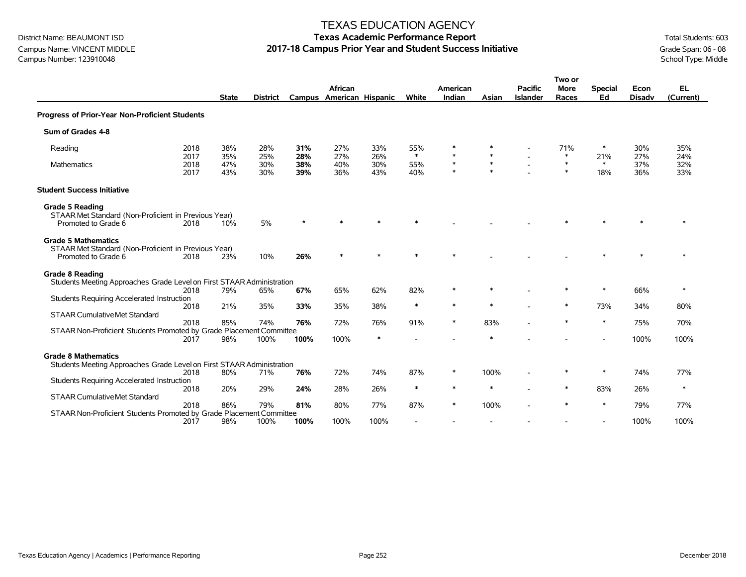# TEXAS EDUCATION AGENCY

## Texas Academic Performance Report

## 2017-18 Campus Prior Year and Student Success Initiative

District Name: BEAUMONT ISD
Campus Name: VINCENT MIDDLE
Campus Number: 123910048

Total Students: 603
Grade Span: 06 - 08
School Type: Middle

| | | State | District | Campus | African American | Hispanic | White | American Indian | Asian | Pacific Islander | Two or More Races | Special Ed | Econ Disadv | EL (Current) |
|---|---|---|---|---|---|---|---|---|---|---|---|---|---|---|
| **Progress of Prior-Year Non-Proficient Students** | | | | | | | | | | | | | | |
| **Sum of Grades 4-8** | | | | | | | | | | | | | | |
| Reading | 2018 | 38% | 28% | **31%** | 27% | 33% | 55% | * | * | - | 71% | * | 30% | 35% |
| | 2017 | 35% | 25% | **28%** | 27% | 26% | * | * | * | - | * | 21% | 27% | 24% |
| Mathematics | 2018 | 47% | 30% | **38%** | 40% | 30% | 55% | * | * | - | * | * | 37% | 32% |
| | 2017 | 43% | 30% | **39%** | 36% | 43% | 40% | * | * | - | * | 18% | 36% | 33% |
| **Student Success Initiative** | | | | | | | | | | | | | | |
| **Grade 5 Reading** | | | | | | | | | | | | | | |
| STAAR Met Standard (Non-Proficient in Previous Year) | | | | | | | | | | | | | | |
| Promoted to Grade 6 | 2018 | 10% | 5% | * | * | * | * | - | - | - | * | * | * | * |
| **Grade 5 Mathematics** | | | | | | | | | | | | | | |
| STAAR Met Standard (Non-Proficient in Previous Year) | | | | | | | | | | | | | | |
| Promoted to Grade 6 | 2018 | 23% | 10% | **26%** | * | * | * | * | - | - | - | * | * | * |
| **Grade 8 Reading** | | | | | | | | | | | | | | |
| Students Meeting Approaches Grade Level on First STAAR Administration | 2018 | 79% | 65% | **67%** | 65% | 62% | 82% | * | * | - | * | * | 66% | * |
| Students Requiring Accelerated Instruction | 2018 | 21% | 35% | **33%** | 35% | 38% | * | * | * | - | * | 73% | 34% | 80% |
| STAAR Cumulative Met Standard | 2018 | 85% | 74% | **76%** | 72% | 76% | 91% | * | 83% | - | * | * | 75% | 70% |
| STAAR Non-Proficient Students Promoted by Grade Placement Committee | 2017 | 98% | 100% | **100%** | 100% | * | - | - | * | - | - | - | 100% | 100% |
| **Grade 8 Mathematics** | | | | | | | | | | | | | | |
| Students Meeting Approaches Grade Level on First STAAR Administration | 2018 | 80% | 71% | **76%** | 72% | 74% | 87% | * | 100% | - | * | * | 74% | 77% |
| Students Requiring Accelerated Instruction | 2018 | 20% | 29% | **24%** | 28% | 26% | * | * | * | - | * | 83% | 26% | * |
| STAAR Cumulative Met Standard | 2018 | 86% | 79% | **81%** | 80% | 77% | 87% | * | 100% | - | * | * | 79% | 77% |
| STAAR Non-Proficient Students Promoted by Grade Placement Committee | 2017 | 98% | 100% | **100%** | 100% | 100% | - | - | - | - | - | - | 100% | 100% |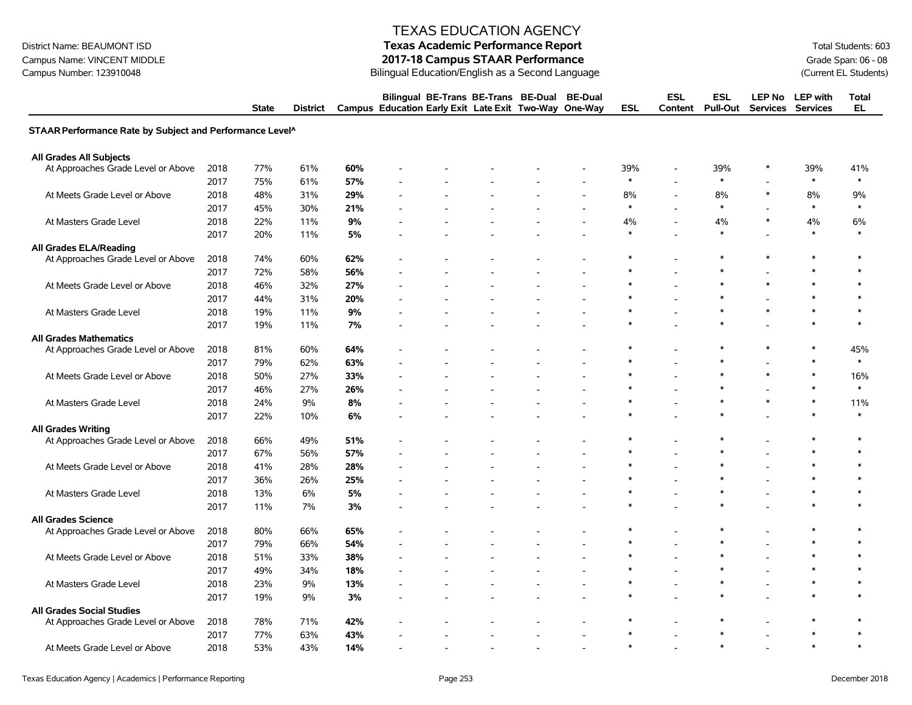TEXAS EDUCATION AGENCY

**Texas Academic Performance Report**

**2017-18 Campus STAAR Performance**

Bilingual Education/English as a Second Language

District Name: BEAUMONT ISD
Campus Name: VINCENT MIDDLE
Campus Number: 123910048

Total Students: 603
Grade Span: 06 - 08
(Current EL Students)

| | | State | District | Campus | Bilingual Education | BE-Trans Early Exit | BE-Trans Late Exit | BE-Dual Two-Way | BE-Dual One-Way | ESL | ESL Content | ESL Pull-Out | LEP No Services | LEP with Services | Total EL |
|---|---|---|---|---|---|---|---|---|---|---|---|---|---|---|---|
| **STAAR Performance Rate by Subject and Performance Level^** | | | | | | | | | | | | | | | |
| **All Grades All Subjects** | | | | | | | | | | | | | | | |
| At Approaches Grade Level or Above | 2018 | 77% | 61% | **60%** | - | - | - | - | - | 39% | - | 39% | * | 39% | 41% |
| | 2017 | 75% | 61% | **57%** | - | - | - | - | - | * | - | * | - | * | * |
| At Meets Grade Level or Above | 2018 | 48% | 31% | **29%** | - | - | - | - | - | 8% | - | 8% | * | 8% | 9% |
| | 2017 | 45% | 30% | **21%** | - | - | - | - | - | * | - | * | - | * | * |
| At Masters Grade Level | 2018 | 22% | 11% | **9%** | - | - | - | - | - | 4% | - | 4% | * | 4% | 6% |
| | 2017 | 20% | 11% | **5%** | - | - | - | - | - | * | - | * | - | * | * |
| **All Grades ELA/Reading** | | | | | | | | | | | | | | | |
| At Approaches Grade Level or Above | 2018 | 74% | 60% | **62%** | - | - | - | - | - | * | - | * | * | * | * |
| | 2017 | 72% | 58% | **56%** | - | - | - | - | - | * | - | * | - | * | * |
| At Meets Grade Level or Above | 2018 | 46% | 32% | **27%** | - | - | - | - | - | * | - | * | * | * | * |
| | 2017 | 44% | 31% | **20%** | - | - | - | - | - | * | - | * | - | * | * |
| At Masters Grade Level | 2018 | 19% | 11% | **9%** | - | - | - | - | - | * | - | * | * | * | * |
| | 2017 | 19% | 11% | **7%** | - | - | - | - | - | * | - | * | - | * | * |
| **All Grades Mathematics** | | | | | | | | | | | | | | | |
| At Approaches Grade Level or Above | 2018 | 81% | 60% | **64%** | - | - | - | - | - | * | - | * | * | * | 45% |
| | 2017 | 79% | 62% | **63%** | - | - | - | - | - | * | - | * | - | * | * |
| At Meets Grade Level or Above | 2018 | 50% | 27% | **33%** | - | - | - | - | - | * | - | * | * | * | 16% |
| | 2017 | 46% | 27% | **26%** | - | - | - | - | - | * | - | * | - | * | * |
| At Masters Grade Level | 2018 | 24% | 9% | **8%** | - | - | - | - | - | * | - | * | * | * | 11% |
| | 2017 | 22% | 10% | **6%** | - | - | - | - | - | * | - | * | - | * | * |
| **All Grades Writing** | | | | | | | | | | | | | | | |
| At Approaches Grade Level or Above | 2018 | 66% | 49% | **51%** | - | - | - | - | - | * | - | * | - | * | * |
| | 2017 | 67% | 56% | **57%** | - | - | - | - | - | * | - | * | - | * | * |
| At Meets Grade Level or Above | 2018 | 41% | 28% | **28%** | - | - | - | - | - | * | - | * | - | * | * |
| | 2017 | 36% | 26% | **25%** | - | - | - | - | - | * | - | * | - | * | * |
| At Masters Grade Level | 2018 | 13% | 6% | **5%** | - | - | - | - | - | * | - | * | - | * | * |
| | 2017 | 11% | 7% | **3%** | - | - | - | - | - | * | - | * | - | * | * |
| **All Grades Science** | | | | | | | | | | | | | | | |
| At Approaches Grade Level or Above | 2018 | 80% | 66% | **65%** | - | - | - | - | - | * | - | * | - | * | * |
| | 2017 | 79% | 66% | **54%** | - | - | - | - | - | * | - | * | - | * | * |
| At Meets Grade Level or Above | 2018 | 51% | 33% | **38%** | - | - | - | - | - | * | - | * | - | * | * |
| | 2017 | 49% | 34% | **18%** | - | - | - | - | - | * | - | * | - | * | * |
| At Masters Grade Level | 2018 | 23% | 9% | **13%** | - | - | - | - | - | * | - | * | - | * | * |
| | 2017 | 19% | 9% | **3%** | - | - | - | - | - | * | - | * | - | * | * |
| **All Grades Social Studies** | | | | | | | | | | | | | | | |
| At Approaches Grade Level or Above | 2018 | 78% | 71% | **42%** | - | - | - | - | - | * | - | * | - | * | * |
| | 2017 | 77% | 63% | **43%** | - | - | - | - | - | * | - | * | - | * | * |
| At Meets Grade Level or Above | 2018 | 53% | 43% | **14%** | - | - | - | - | - | * | - | * | - | * | * |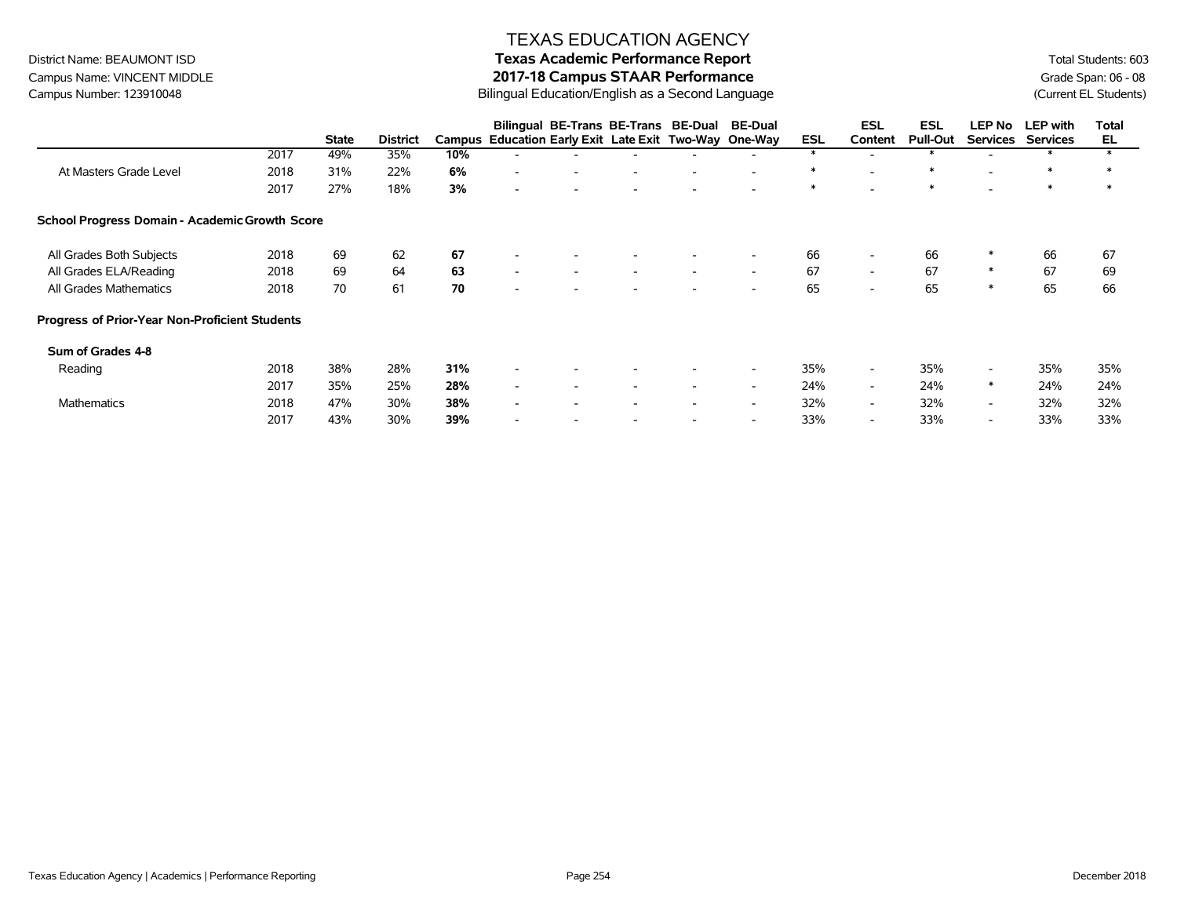# TEXAS EDUCATION AGENCY

District Name: BEAUMONT ISD
Campus Name: VINCENT MIDDLE
Campus Number: 123910048

**Texas Academic Performance Report**
**2017-18 Campus STAAR Performance**
Bilingual Education/English as a Second Language

Total Students: 603
Grade Span: 06 - 08
(Current EL Students)

| | | State | District | Campus | Bilingual Education | BE-Trans Early Exit | BE-Trans Late Exit | BE-Dual Two-Way | BE-Dual One-Way | ESL | ESL Content | ESL Pull-Out | LEP No Services | LEP with Services | Total EL |
|---|---|---|---|---|---|---|---|---|---|---|---|---|---|---|---|
| | 2017 | 49% | 35% | **10%** | - | - | - | - | - | * | - | * | - | * | * |
| At Masters Grade Level | 2018 | 31% | 22% | **6%** | - | - | - | - | - | * | - | * | - | * | * |
| | 2017 | 27% | 18% | **3%** | - | - | - | - | - | * | - | * | - | * | * |
| **School Progress Domain - Academic Growth Score** | | | | | | | | | | | | | | | |
| All Grades Both Subjects | 2018 | 69 | 62 | **67** | - | - | - | - | - | 66 | - | 66 | * | 66 | 67 |
| All Grades ELA/Reading | 2018 | 69 | 64 | **63** | - | - | - | - | - | 67 | - | 67 | * | 67 | 69 |
| All Grades Mathematics | 2018 | 70 | 61 | **70** | - | - | - | - | - | 65 | - | 65 | * | 65 | 66 |
| **Progress of Prior-Year Non-Proficient Students** | | | | | | | | | | | | | | | |
| **Sum of Grades 4-8** | | | | | | | | | | | | | | | |
| Reading | 2018 | 38% | 28% | **31%** | - | - | - | - | - | 35% | - | 35% | - | 35% | 35% |
| | 2017 | 35% | 25% | **28%** | - | - | - | - | - | 24% | - | 24% | * | 24% | 24% |
| Mathematics | 2018 | 47% | 30% | **38%** | - | - | - | - | - | 32% | - | 32% | - | 32% | 32% |
| | 2017 | 43% | 30% | **39%** | - | - | - | - | - | 33% | - | 33% | - | 33% | 33% |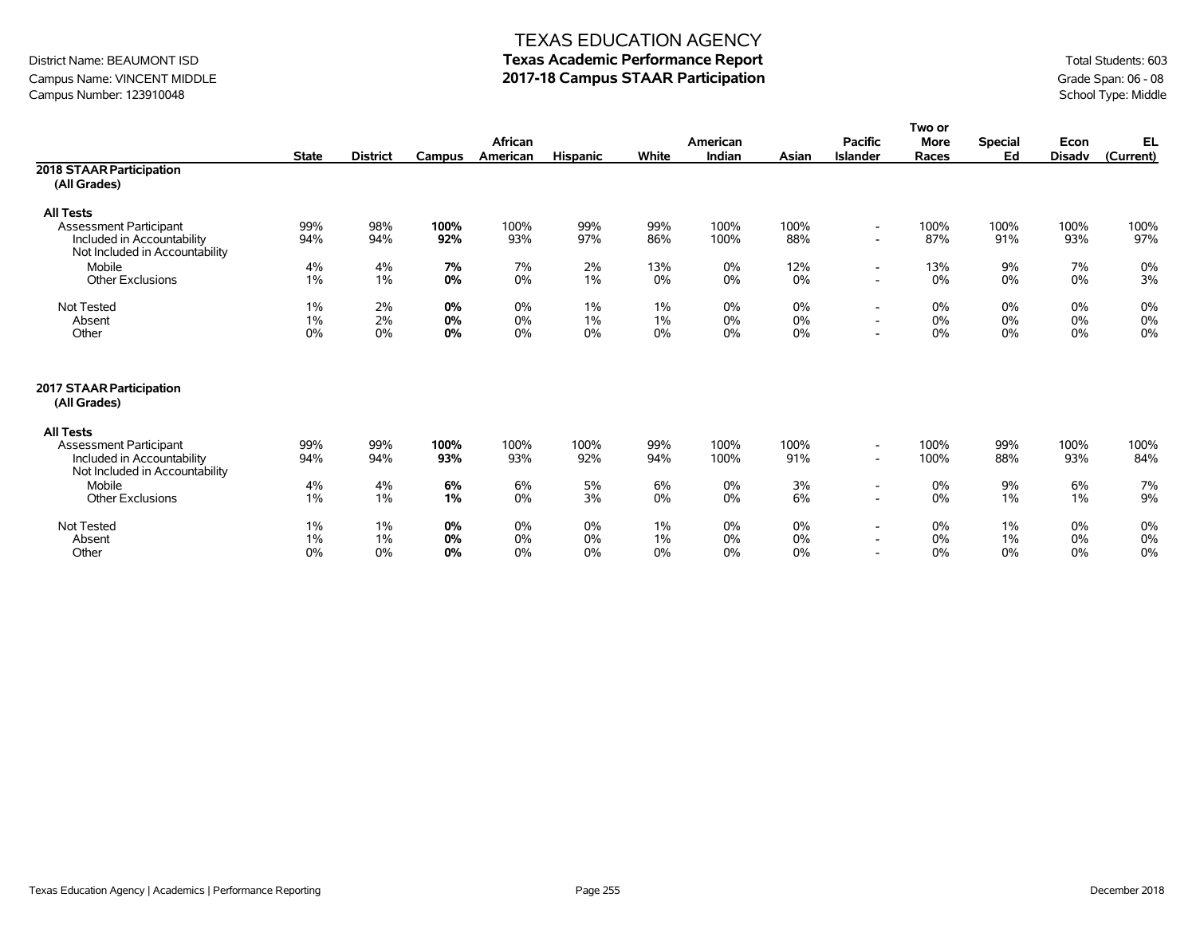# TEXAS EDUCATION AGENCY

District Name: BEAUMONT ISD
Campus Name: VINCENT MIDDLE
Campus Number: 123910048

## Texas Academic Performance Report
## 2017-18 Campus STAAR Participation

Total Students: 603
Grade Span: 06 - 08
School Type: Middle

| | State | District | Campus | African American | Hispanic | White | American Indian | Asian | Pacific Islander | Two or More Races | Special Ed | Econ Disadv | EL (Current) |
|---|---|---|---|---|---|---|---|---|---|---|---|---|---|
| **2018 STAAR Participation (All Grades)** | | | | | | | | | | | | | |
| **All Tests** | | | | | | | | | | | | | |
| Assessment Participant | 99% | 98% | **100%** | 100% | 99% | 99% | 100% | 100% | - | 100% | 100% | 100% | 100% |
| Included in Accountability | 94% | 94% | **92%** | 93% | 97% | 86% | 100% | 88% | - | 87% | 91% | 93% | 97% |
| Not Included in Accountability | | | | | | | | | | | | | |
| Mobile | 4% | 4% | **7%** | 7% | 2% | 13% | 0% | 12% | - | 13% | 9% | 7% | 0% |
| Other Exclusions | 1% | 1% | **0%** | 0% | 1% | 0% | 0% | 0% | - | 0% | 0% | 0% | 3% |
| Not Tested | 1% | 2% | **0%** | 0% | 1% | 1% | 0% | 0% | - | 0% | 0% | 0% | 0% |
| Absent | 1% | 2% | **0%** | 0% | 1% | 1% | 0% | 0% | - | 0% | 0% | 0% | 0% |
| Other | 0% | 0% | **0%** | 0% | 0% | 0% | 0% | 0% | - | 0% | 0% | 0% | 0% |
| **2017 STAAR Participation (All Grades)** | | | | | | | | | | | | | |
| **All Tests** | | | | | | | | | | | | | |
| Assessment Participant | 99% | 99% | **100%** | 100% | 100% | 99% | 100% | 100% | - | 100% | 99% | 100% | 100% |
| Included in Accountability | 94% | 94% | **93%** | 93% | 92% | 94% | 100% | 91% | - | 100% | 88% | 93% | 84% |
| Not Included in Accountability | | | | | | | | | | | | | |
| Mobile | 4% | 4% | **6%** | 6% | 5% | 6% | 0% | 3% | - | 0% | 9% | 6% | 7% |
| Other Exclusions | 1% | 1% | **1%** | 0% | 3% | 0% | 0% | 6% | - | 0% | 1% | 1% | 9% |
| Not Tested | 1% | 1% | **0%** | 0% | 0% | 1% | 0% | 0% | - | 0% | 1% | 0% | 0% |
| Absent | 1% | 1% | **0%** | 0% | 0% | 1% | 0% | 0% | - | 0% | 1% | 0% | 0% |
| Other | 0% | 0% | **0%** | 0% | 0% | 0% | 0% | 0% | - | 0% | 0% | 0% | 0% |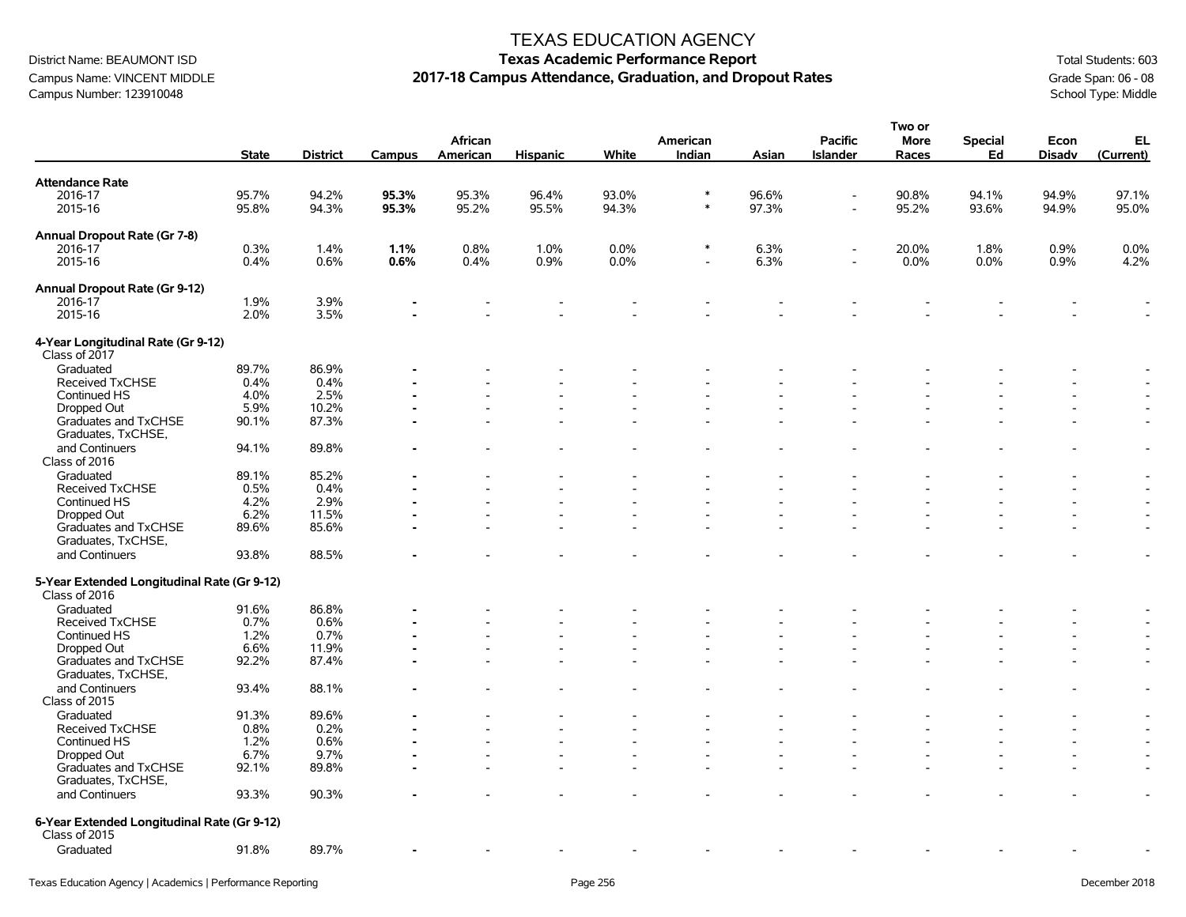# TEXAS EDUCATION AGENCY

## Texas Academic Performance Report

## 2017-18 Campus Attendance, Graduation, and Dropout Rates

District Name: BEAUMONT ISD
Campus Name: VINCENT MIDDLE
Campus Number: 123910048

Total Students: 603
Grade Span: 06 - 08
School Type: Middle

| | State | District | Campus | African American | Hispanic | White | American Indian | Asian | Pacific Islander | Two or More Races | Special Ed | Econ Disadv | EL (Current) |
|---|---|---|---|---|---|---|---|---|---|---|---|---|---|
| **Attendance Rate** | | | | | | | | | | | | | |
| 2016-17 | 95.7% | 94.2% | **95.3%** | 95.3% | 96.4% | 93.0% | * | 96.6% | - | 90.8% | 94.1% | 94.9% | 97.1% |
| 2015-16 | 95.8% | 94.3% | **95.3%** | 95.2% | 95.5% | 94.3% | * | 97.3% | - | 95.2% | 93.6% | 94.9% | 95.0% |
| **Annual Dropout Rate (Gr 7-8)** | | | | | | | | | | | | | |
| 2016-17 | 0.3% | 1.4% | **1.1%** | 0.8% | 1.0% | 0.0% | * | 6.3% | - | 20.0% | 1.8% | 0.9% | 0.0% |
| 2015-16 | 0.4% | 0.6% | **0.6%** | 0.4% | 0.9% | 0.0% | - | 6.3% | - | 0.0% | 0.0% | 0.9% | 4.2% |
| **Annual Dropout Rate (Gr 9-12)** | | | | | | | | | | | | | |
| 2016-17 | 1.9% | 3.9% | **-** | - | - | - | - | - | - | - | - | - | - |
| 2015-16 | 2.0% | 3.5% | **-** | - | - | - | - | - | - | - | - | - | - |
| **4-Year Longitudinal Rate (Gr 9-12)** | | | | | | | | | | | | | |
| Class of 2017 | | | | | | | | | | | | | |
| Graduated | 89.7% | 86.9% | **-** | - | - | - | - | - | - | - | - | - | - |
| Received TxCHSE | 0.4% | 0.4% | **-** | - | - | - | - | - | - | - | - | - | - |
| Continued HS | 4.0% | 2.5% | **-** | - | - | - | - | - | - | - | - | - | - |
| Dropped Out | 5.9% | 10.2% | **-** | - | - | - | - | - | - | - | - | - | - |
| Graduates and TxCHSE | 90.1% | 87.3% | **-** | - | - | - | - | - | - | - | - | - | - |
| Graduates, TxCHSE, and Continuers | 94.1% | 89.8% | **-** | - | - | - | - | - | - | - | - | - | - |
| Class of 2016 | | | | | | | | | | | | | |
| Graduated | 89.1% | 85.2% | **-** | - | - | - | - | - | - | - | - | - | - |
| Received TxCHSE | 0.5% | 0.4% | **-** | - | - | - | - | - | - | - | - | - | - |
| Continued HS | 4.2% | 2.9% | **-** | - | - | - | - | - | - | - | - | - | - |
| Dropped Out | 6.2% | 11.5% | **-** | - | - | - | - | - | - | - | - | - | - |
| Graduates and TxCHSE | 89.6% | 85.6% | **-** | - | - | - | - | - | - | - | - | - | - |
| Graduates, TxCHSE, and Continuers | 93.8% | 88.5% | **-** | - | - | - | - | - | - | - | - | - | - |
| **5-Year Extended Longitudinal Rate (Gr 9-12)** | | | | | | | | | | | | | |
| Class of 2016 | | | | | | | | | | | | | |
| Graduated | 91.6% | 86.8% | **-** | - | - | - | - | - | - | - | - | - | - |
| Received TxCHSE | 0.7% | 0.6% | **-** | - | - | - | - | - | - | - | - | - | - |
| Continued HS | 1.2% | 0.7% | **-** | - | - | - | - | - | - | - | - | - | - |
| Dropped Out | 6.6% | 11.9% | **-** | - | - | - | - | - | - | - | - | - | - |
| Graduates and TxCHSE | 92.2% | 87.4% | **-** | - | - | - | - | - | - | - | - | - | - |
| Graduates, TxCHSE, and Continuers | 93.4% | 88.1% | **-** | - | - | - | - | - | - | - | - | - | - |
| Class of 2015 | | | | | | | | | | | | | |
| Graduated | 91.3% | 89.6% | **-** | - | - | - | - | - | - | - | - | - | - |
| Received TxCHSE | 0.8% | 0.2% | **-** | - | - | - | - | - | - | - | - | - | - |
| Continued HS | 1.2% | 0.6% | **-** | - | - | - | - | - | - | - | - | - | - |
| Dropped Out | 6.7% | 9.7% | **-** | - | - | - | - | - | - | - | - | - | - |
| Graduates and TxCHSE | 92.1% | 89.8% | **-** | - | - | - | - | - | - | - | - | - | - |
| Graduates, TxCHSE, and Continuers | 93.3% | 90.3% | **-** | - | - | - | - | - | - | - | - | - | - |
| **6-Year Extended Longitudinal Rate (Gr 9-12)** | | | | | | | | | | | | | |
| Class of 2015 | | | | | | | | | | | | | |
| Graduated | 91.8% | 89.7% | **-** | - | - | - | - | - | - | - | - | - | - |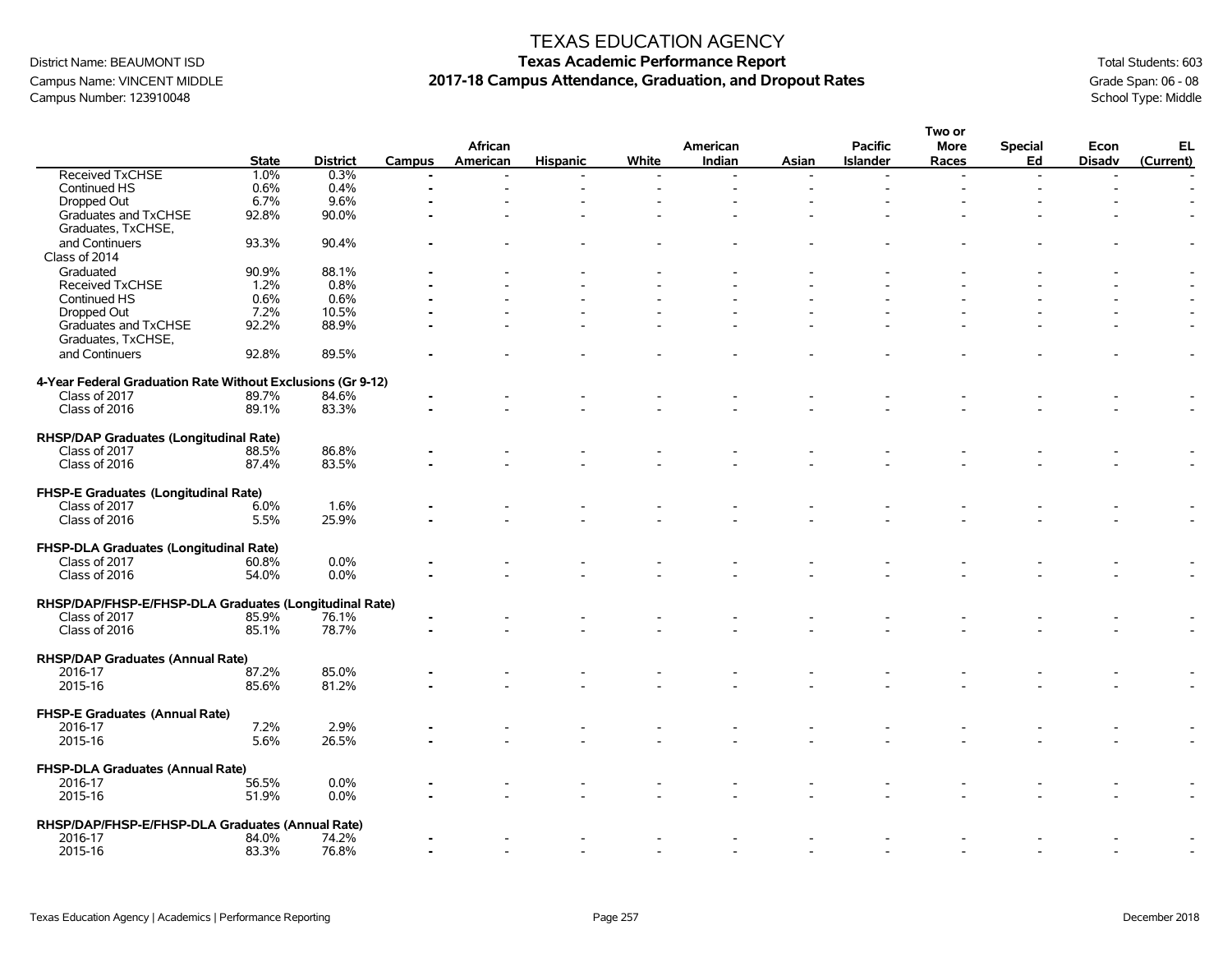# TEXAS EDUCATION AGENCY
## Texas Academic Performance Report
## 2017-18 Campus Attendance, Graduation, and Dropout Rates

District Name: BEAUMONT ISD
Campus Name: VINCENT MIDDLE
Campus Number: 123910048

Total Students: 603
Grade Span: 06 - 08
School Type: Middle

| | State | District | Campus | African American | Hispanic | White | American Indian | Asian | Pacific Islander | Two or More Races | Special Ed | Econ Disadv | EL (Current) |
|---|---|---|---|---|---|---|---|---|---|---|---|---|---|
| Received TxCHSE | 1.0% | 0.3% | - | - | - | - | - | - | - | - | - | - | - |
| Continued HS | 0.6% | 0.4% | - | - | - | - | - | - | - | - | - | - | - |
| Dropped Out | 6.7% | 9.6% | - | - | - | - | - | - | - | - | - | - | - |
| Graduates and TxCHSE | 92.8% | 90.0% | - | - | - | - | - | - | - | - | - | - | - |
| Graduates, TxCHSE, and Continuers | 93.3% | 90.4% | - | - | - | - | - | - | - | - | - | - | - |
| Class of 2014 | | | | | | | | | | | | | |
| Graduated | 90.9% | 88.1% | - | - | - | - | - | - | - | - | - | - | - |
| Received TxCHSE | 1.2% | 0.8% | - | - | - | - | - | - | - | - | - | - | - |
| Continued HS | 0.6% | 0.6% | - | - | - | - | - | - | - | - | - | - | - |
| Dropped Out | 7.2% | 10.5% | - | - | - | - | - | - | - | - | - | - | - |
| Graduates and TxCHSE | 92.2% | 88.9% | - | - | - | - | - | - | - | - | - | - | - |
| Graduates, TxCHSE, and Continuers | 92.8% | 89.5% | - | - | - | - | - | - | - | - | - | - | - |
| **4-Year Federal Graduation Rate Without Exclusions (Gr 9-12)** | | | | | | | | | | | | | |
| Class of 2017 | 89.7% | 84.6% | - | - | - | - | - | - | - | - | - | - | - |
| Class of 2016 | 89.1% | 83.3% | - | - | - | - | - | - | - | - | - | - | - |
| **RHSP/DAP Graduates (Longitudinal Rate)** | | | | | | | | | | | | | |
| Class of 2017 | 88.5% | 86.8% | - | - | - | - | - | - | - | - | - | - | - |
| Class of 2016 | 87.4% | 83.5% | - | - | - | - | - | - | - | - | - | - | - |
| **FHSP-E Graduates (Longitudinal Rate)** | | | | | | | | | | | | | |
| Class of 2017 | 6.0% | 1.6% | - | - | - | - | - | - | - | - | - | - | - |
| Class of 2016 | 5.5% | 25.9% | - | - | - | - | - | - | - | - | - | - | - |
| **FHSP-DLA Graduates (Longitudinal Rate)** | | | | | | | | | | | | | |
| Class of 2017 | 60.8% | 0.0% | - | - | - | - | - | - | - | - | - | - | - |
| Class of 2016 | 54.0% | 0.0% | - | - | - | - | - | - | - | - | - | - | - |
| **RHSP/DAP/FHSP-E/FHSP-DLA Graduates (Longitudinal Rate)** | | | | | | | | | | | | | |
| Class of 2017 | 85.9% | 76.1% | - | - | - | - | - | - | - | - | - | - | - |
| Class of 2016 | 85.1% | 78.7% | - | - | - | - | - | - | - | - | - | - | - |
| **RHSP/DAP Graduates (Annual Rate)** | | | | | | | | | | | | | |
| 2016-17 | 87.2% | 85.0% | - | - | - | - | - | - | - | - | - | - | - |
| 2015-16 | 85.6% | 81.2% | - | - | - | - | - | - | - | - | - | - | - |
| **FHSP-E Graduates (Annual Rate)** | | | | | | | | | | | | | |
| 2016-17 | 7.2% | 2.9% | - | - | - | - | - | - | - | - | - | - | - |
| 2015-16 | 5.6% | 26.5% | - | - | - | - | - | - | - | - | - | - | - |
| **FHSP-DLA Graduates (Annual Rate)** | | | | | | | | | | | | | |
| 2016-17 | 56.5% | 0.0% | - | - | - | - | - | - | - | - | - | - | - |
| 2015-16 | 51.9% | 0.0% | - | - | - | - | - | - | - | - | - | - | - |
| **RHSP/DAP/FHSP-E/FHSP-DLA Graduates (Annual Rate)** | | | | | | | | | | | | | |
| 2016-17 | 84.0% | 74.2% | - | - | - | - | - | - | - | - | - | - | - |
| 2015-16 | 83.3% | 76.8% | - | - | - | - | - | - | - | - | - | - | - |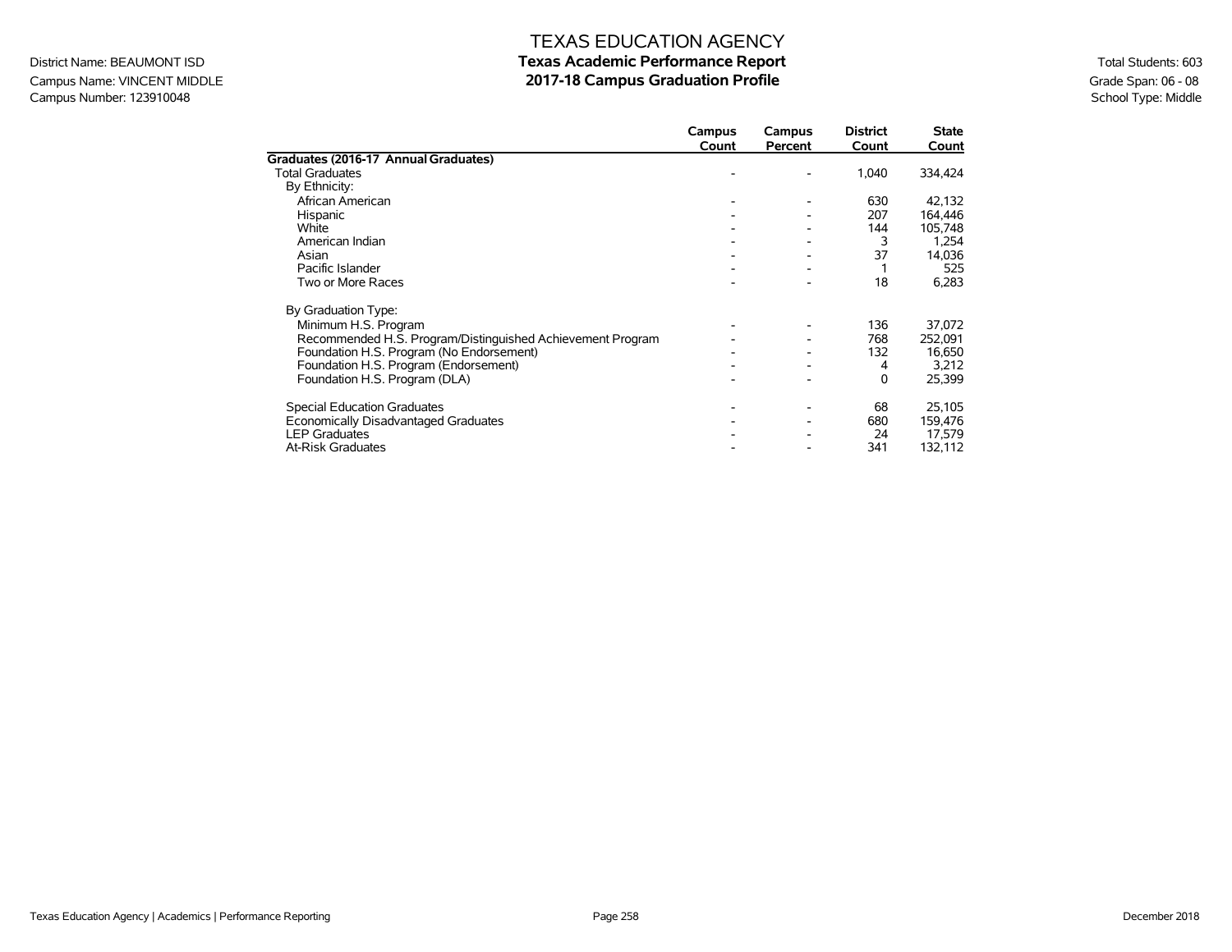# TEXAS EDUCATION AGENCY
## Texas Academic Performance Report
## 2017-18 Campus Graduation Profile

District Name: BEAUMONT ISD
Campus Name: VINCENT MIDDLE
Campus Number: 123910048

Total Students: 603
Grade Span: 06 - 08
School Type: Middle

| | Campus Count | Campus Percent | District Count | State Count |
|---|---|---|---|---|
| **Graduates (2016-17 Annual Graduates)** | | | | |
| Total Graduates | - | - | 1,040 | 334,424 |
| By Ethnicity: | | | | |
| African American | - | - | 630 | 42,132 |
| Hispanic | - | - | 207 | 164,446 |
| White | - | - | 144 | 105,748 |
| American Indian | - | - | 3 | 1,254 |
| Asian | - | - | 37 | 14,036 |
| Pacific Islander | - | - | 1 | 525 |
| Two or More Races | - | - | 18 | 6,283 |
| By Graduation Type: | | | | |
| Minimum H.S. Program | - | - | 136 | 37,072 |
| Recommended H.S. Program/Distinguished Achievement Program | - | - | 768 | 252,091 |
| Foundation H.S. Program (No Endorsement) | - | - | 132 | 16,650 |
| Foundation H.S. Program (Endorsement) | - | - | 4 | 3,212 |
| Foundation H.S. Program (DLA) | - | - | 0 | 25,399 |
| Special Education Graduates | - | - | 68 | 25,105 |
| Economically Disadvantaged Graduates | - | - | 680 | 159,476 |
| LEP Graduates | - | - | 24 | 17,579 |
| At-Risk Graduates | - | - | 341 | 132,112 |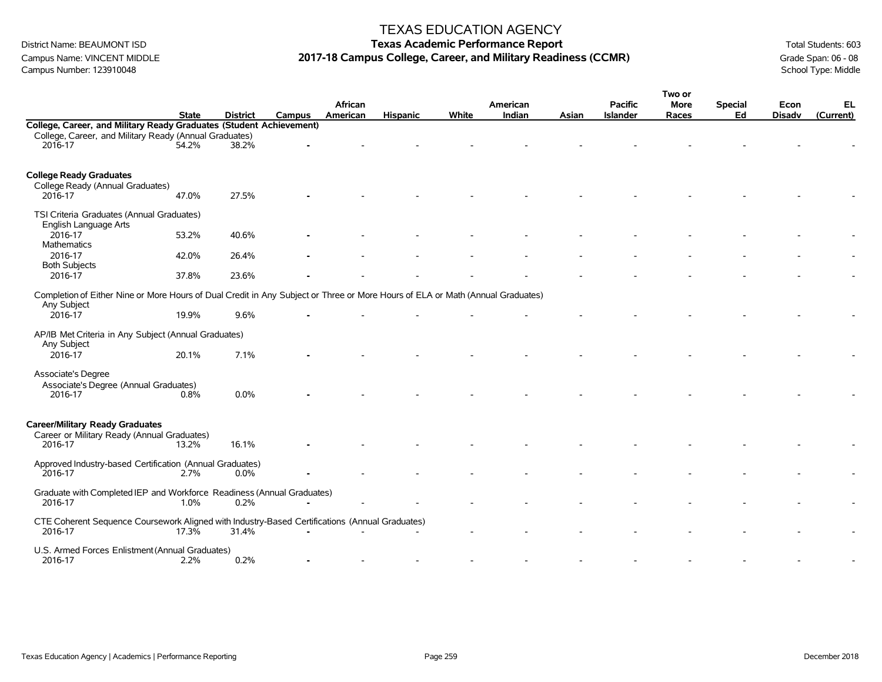# TEXAS EDUCATION AGENCY

District Name: BEAUMONT ISD
Campus Name: VINCENT MIDDLE
Campus Number: 123910048

**Texas Academic Performance Report**
**2017-18 Campus College, Career, and Military Readiness (CCMR)**

Total Students: 603
Grade Span: 06 - 08
School Type: Middle

| | State | District | Campus | African American | Hispanic | White | American Indian | Asian | Pacific Islander | Two or More Races | Special Ed | Econ Disadv | EL (Current) |
|---|---|---|---|---|---|---|---|---|---|---|---|---|---|
| **College, Career, and Military Ready Graduates (Student Achievement)** | | | | | | | | | | | | | |
| College, Career, and Military Ready (Annual Graduates) | | | | | | | | | | | | | |
| 2016-17 | 54.2% | 38.2% | - | - | - | - | - | - | - | - | - | - | - |
| **College Ready Graduates** | | | | | | | | | | | | | |
| College Ready (Annual Graduates) | | | | | | | | | | | | | |
| 2016-17 | 47.0% | 27.5% | - | - | - | - | - | - | - | - | - | - | - |
| TSI Criteria Graduates (Annual Graduates) | | | | | | | | | | | | | |
| English Language Arts | | | | | | | | | | | | | |
| 2016-17 | 53.2% | 40.6% | - | - | - | - | - | - | - | - | - | - | - |
| Mathematics | | | | | | | | | | | | | |
| 2016-17 | 42.0% | 26.4% | - | - | - | - | - | - | - | - | - | - | - |
| Both Subjects | | | | | | | | | | | | | |
| 2016-17 | 37.8% | 23.6% | - | - | - | - | - | - | - | - | - | - | - |
| Completion of Either Nine or More Hours of Dual Credit in Any Subject or Three or More Hours of ELA or Math (Annual Graduates) | | | | | | | | | | | | | |
| Any Subject | | | | | | | | | | | | | |
| 2016-17 | 19.9% | 9.6% | - | - | - | - | - | - | - | - | - | - | - |
| AP/IB Met Criteria in Any Subject (Annual Graduates) | | | | | | | | | | | | | |
| Any Subject | | | | | | | | | | | | | |
| 2016-17 | 20.1% | 7.1% | - | - | - | - | - | - | - | - | - | - | - |
| Associate's Degree | | | | | | | | | | | | | |
| Associate's Degree (Annual Graduates) | | | | | | | | | | | | | |
| 2016-17 | 0.8% | 0.0% | - | - | - | - | - | - | - | - | - | - | - |
| **Career/Military Ready Graduates** | | | | | | | | | | | | | |
| Career or Military Ready (Annual Graduates) | | | | | | | | | | | | | |
| 2016-17 | 13.2% | 16.1% | - | - | - | - | - | - | - | - | - | - | - |
| Approved Industry-based Certification (Annual Graduates) | | | | | | | | | | | | | |
| 2016-17 | 2.7% | 0.0% | - | - | - | - | - | - | - | - | - | - | - |
| Graduate with Completed IEP and Workforce Readiness (Annual Graduates) | | | | | | | | | | | | | |
| 2016-17 | 1.0% | 0.2% | - | - | - | - | - | - | - | - | - | - | - |
| CTE Coherent Sequence Coursework Aligned with Industry-Based Certifications (Annual Graduates) | | | | | | | | | | | | | |
| 2016-17 | 17.3% | 31.4% | - | - | - | - | - | - | - | - | - | - | - |
| U.S. Armed Forces Enlistment (Annual Graduates) | | | | | | | | | | | | | |
| 2016-17 | 2.2% | 0.2% | - | - | - | - | - | - | - | - | - | - | - |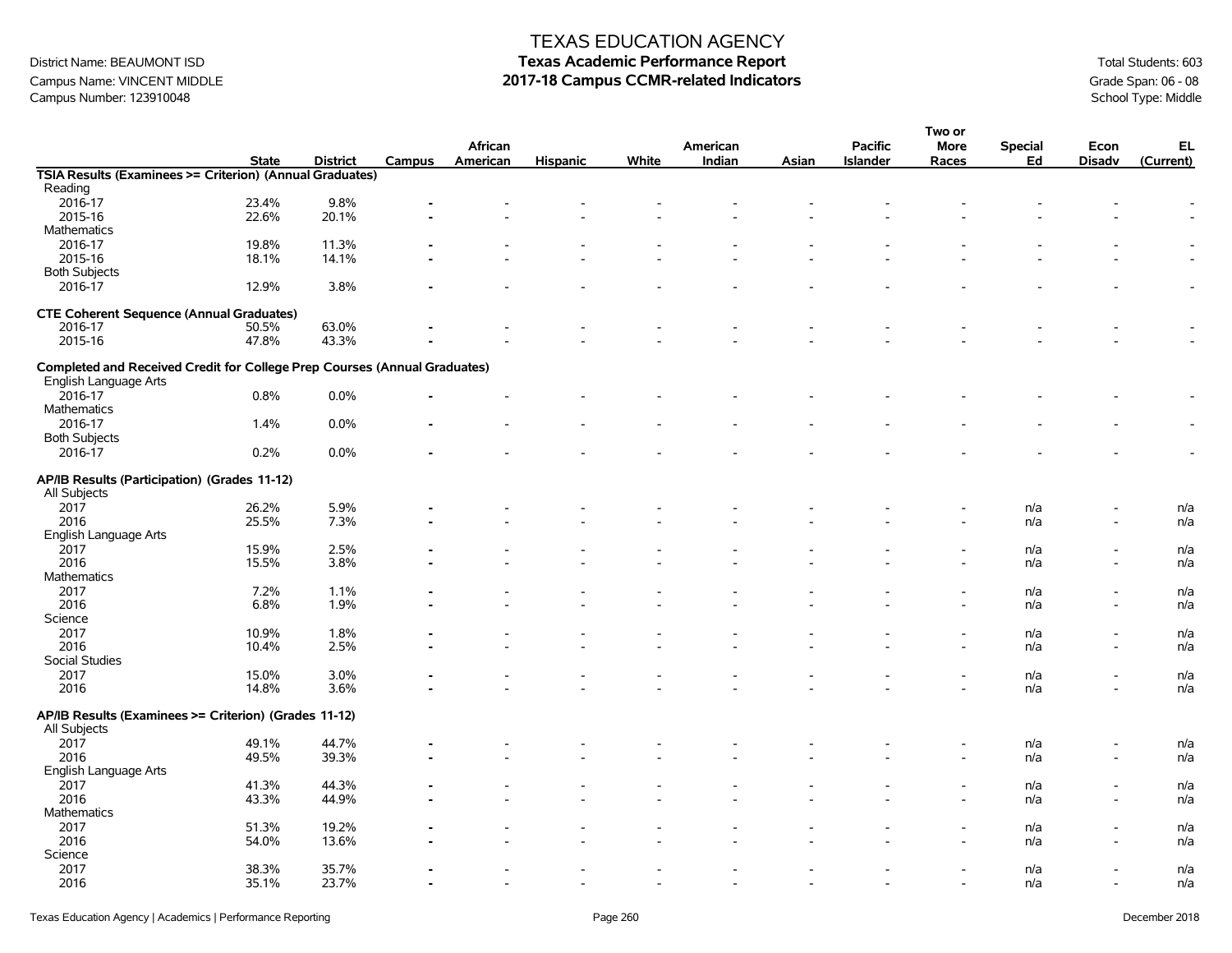# TEXAS EDUCATION AGENCY

## Texas Academic Performance Report
## 2017-18 Campus CCMR-related Indicators

District Name: BEAUMONT ISD
Campus Name: VINCENT MIDDLE
Campus Number: 123910048

Total Students: 603
Grade Span: 06 - 08
School Type: Middle

| | State | District | Campus | African American | Hispanic | White | American Indian | Asian | Pacific Islander | Two or More Races | Special Ed | Econ Disadv | EL (Current) |
|---|---|---|---|---|---|---|---|---|---|---|---|---|---|
| **TSIA Results (Examinees >= Criterion) (Annual Graduates)** | | | | | | | | | | | | | |
| Reading | | | | | | | | | | | | | |
| 2016-17 | 23.4% | 9.8% | - | - | - | - | - | - | - | - | - | - | - |
| 2015-16 | 22.6% | 20.1% | - | - | - | - | - | - | - | - | - | - | - |
| Mathematics | | | | | | | | | | | | | |
| 2016-17 | 19.8% | 11.3% | - | - | - | - | - | - | - | - | - | - | - |
| 2015-16 | 18.1% | 14.1% | - | - | - | - | - | - | - | - | - | - | - |
| Both Subjects | | | | | | | | | | | | | |
| 2016-17 | 12.9% | 3.8% | - | - | - | - | - | - | - | - | - | - | - |
| **CTE Coherent Sequence (Annual Graduates)** | | | | | | | | | | | | | |
| 2016-17 | 50.5% | 63.0% | - | - | - | - | - | - | - | - | - | - | - |
| 2015-16 | 47.8% | 43.3% | - | - | - | - | - | - | - | - | - | - | - |
| **Completed and Received Credit for College Prep Courses (Annual Graduates)** | | | | | | | | | | | | | |
| English Language Arts | | | | | | | | | | | | | |
| 2016-17 | 0.8% | 0.0% | - | - | - | - | - | - | - | - | - | - | - |
| Mathematics | | | | | | | | | | | | | |
| 2016-17 | 1.4% | 0.0% | - | - | - | - | - | - | - | - | - | - | - |
| Both Subjects | | | | | | | | | | | | | |
| 2016-17 | 0.2% | 0.0% | - | - | - | - | - | - | - | - | - | - | - |
| **AP/IB Results (Participation) (Grades 11-12)** | | | | | | | | | | | | | |
| All Subjects | | | | | | | | | | | | | |
| 2017 | 26.2% | 5.9% | - | - | - | - | - | - | - | - | n/a | - | n/a |
| 2016 | 25.5% | 7.3% | - | - | - | - | - | - | - | - | n/a | - | n/a |
| English Language Arts | | | | | | | | | | | | | |
| 2017 | 15.9% | 2.5% | - | - | - | - | - | - | - | - | n/a | - | n/a |
| 2016 | 15.5% | 3.8% | - | - | - | - | - | - | - | - | n/a | - | n/a |
| Mathematics | | | | | | | | | | | | | |
| 2017 | 7.2% | 1.1% | - | - | - | - | - | - | - | - | n/a | - | n/a |
| 2016 | 6.8% | 1.9% | - | - | - | - | - | - | - | - | n/a | - | n/a |
| Science | | | | | | | | | | | | | |
| 2017 | 10.9% | 1.8% | - | - | - | - | - | - | - | - | n/a | - | n/a |
| 2016 | 10.4% | 2.5% | - | - | - | - | - | - | - | - | n/a | - | n/a |
| Social Studies | | | | | | | | | | | | | |
| 2017 | 15.0% | 3.0% | - | - | - | - | - | - | - | - | n/a | - | n/a |
| 2016 | 14.8% | 3.6% | - | - | - | - | - | - | - | - | n/a | - | n/a |
| **AP/IB Results (Examinees >= Criterion) (Grades 11-12)** | | | | | | | | | | | | | |
| All Subjects | | | | | | | | | | | | | |
| 2017 | 49.1% | 44.7% | - | - | - | - | - | - | - | - | n/a | - | n/a |
| 2016 | 49.5% | 39.3% | - | - | - | - | - | - | - | - | n/a | - | n/a |
| English Language Arts | | | | | | | | | | | | | |
| 2017 | 41.3% | 44.3% | - | - | - | - | - | - | - | - | n/a | - | n/a |
| 2016 | 43.3% | 44.9% | - | - | - | - | - | - | - | - | n/a | - | n/a |
| Mathematics | | | | | | | | | | | | | |
| 2017 | 51.3% | 19.2% | - | - | - | - | - | - | - | - | n/a | - | n/a |
| 2016 | 54.0% | 13.6% | - | - | - | - | - | - | - | - | n/a | - | n/a |
| Science | | | | | | | | | | | | | |
| 2017 | 38.3% | 35.7% | - | - | - | - | - | - | - | - | n/a | - | n/a |
| 2016 | 35.1% | 23.7% | - | - | - | - | - | - | - | - | n/a | - | n/a |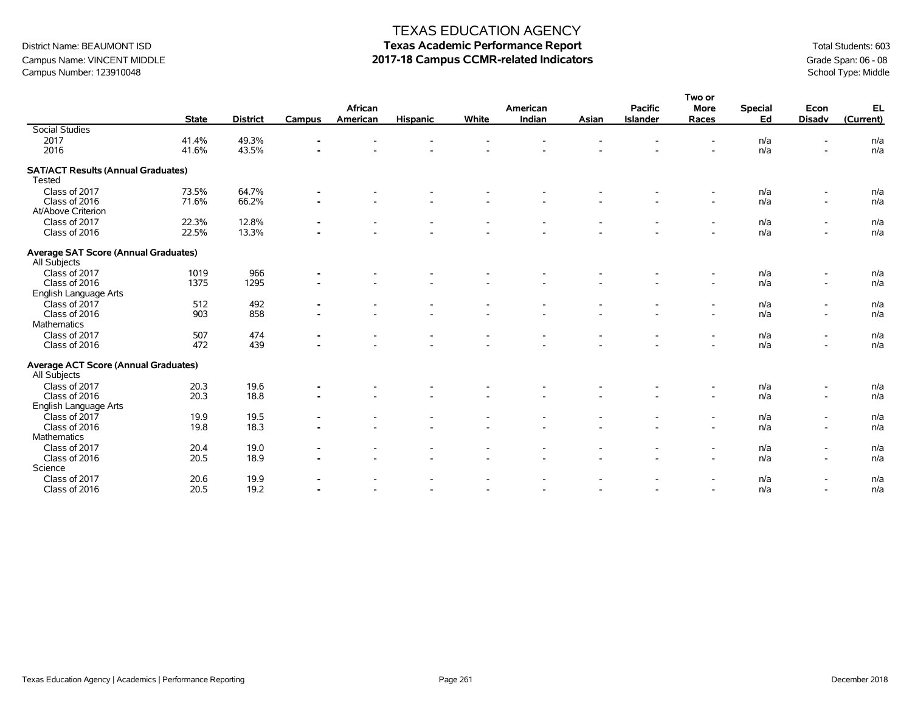TEXAS EDUCATION AGENCY

**Texas Academic Performance Report**

**2017-18 Campus CCMR-related Indicators**

District Name: BEAUMONT ISD
Campus Name: VINCENT MIDDLE
Campus Number: 123910048

Total Students: 603
Grade Span: 06 - 08
School Type: Middle

| | State | District | Campus | African American | Hispanic | White | American Indian | Asian | Pacific Islander | Two or More Races | Special Ed | Econ Disadv | EL (Current) |
|---|---|---|---|---|---|---|---|---|---|---|---|---|---|
| Social Studies | | | | | | | | | | | | | |
| 2017 | 41.4% | 49.3% | - | - | - | - | - | - | - | - | n/a | - | n/a |
| 2016 | 41.6% | 43.5% | - | - | - | - | - | - | - | - | n/a | - | n/a |
| **SAT/ACT Results (Annual Graduates)** | | | | | | | | | | | | | |
| Tested | | | | | | | | | | | | | |
| Class of 2017 | 73.5% | 64.7% | - | - | - | - | - | - | - | - | n/a | - | n/a |
| Class of 2016 | 71.6% | 66.2% | - | - | - | - | - | - | - | - | n/a | - | n/a |
| At/Above Criterion | | | | | | | | | | | | | |
| Class of 2017 | 22.3% | 12.8% | - | - | - | - | - | - | - | - | n/a | - | n/a |
| Class of 2016 | 22.5% | 13.3% | - | - | - | - | - | - | - | - | n/a | - | n/a |
| **Average SAT Score (Annual Graduates)** | | | | | | | | | | | | | |
| All Subjects | | | | | | | | | | | | | |
| Class of 2017 | 1019 | 966 | - | - | - | - | - | - | - | - | n/a | - | n/a |
| Class of 2016 | 1375 | 1295 | - | - | - | - | - | - | - | - | n/a | - | n/a |
| English Language Arts | | | | | | | | | | | | | |
| Class of 2017 | 512 | 492 | - | - | - | - | - | - | - | - | n/a | - | n/a |
| Class of 2016 | 903 | 858 | - | - | - | - | - | - | - | - | n/a | - | n/a |
| Mathematics | | | | | | | | | | | | | |
| Class of 2017 | 507 | 474 | - | - | - | - | - | - | - | - | n/a | - | n/a |
| Class of 2016 | 472 | 439 | - | - | - | - | - | - | - | - | n/a | - | n/a |
| **Average ACT Score (Annual Graduates)** | | | | | | | | | | | | | |
| All Subjects | | | | | | | | | | | | | |
| Class of 2017 | 20.3 | 19.6 | - | - | - | - | - | - | - | - | n/a | - | n/a |
| Class of 2016 | 20.3 | 18.8 | - | - | - | - | - | - | - | - | n/a | - | n/a |
| English Language Arts | | | | | | | | | | | | | |
| Class of 2017 | 19.9 | 19.5 | - | - | - | - | - | - | - | - | n/a | - | n/a |
| Class of 2016 | 19.8 | 18.3 | - | - | - | - | - | - | - | - | n/a | - | n/a |
| Mathematics | | | | | | | | | | | | | |
| Class of 2017 | 20.4 | 19.0 | - | - | - | - | - | - | - | - | n/a | - | n/a |
| Class of 2016 | 20.5 | 18.9 | - | - | - | - | - | - | - | - | n/a | - | n/a |
| Science | | | | | | | | | | | | | |
| Class of 2017 | 20.6 | 19.9 | - | - | - | - | - | - | - | - | n/a | - | n/a |
| Class of 2016 | 20.5 | 19.2 | - | - | - | - | - | - | - | - | n/a | - | n/a |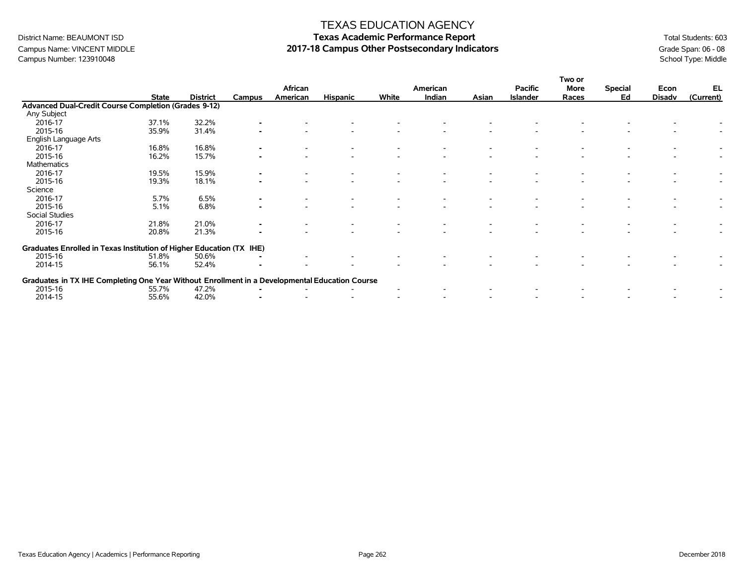TEXAS EDUCATION AGENCY

District Name: BEAUMONT ISD

Campus Name: VINCENT MIDDLE

Campus Number: 123910048

# Texas Academic Performance Report

## 2017-18 Campus Other Postsecondary Indicators

Total Students: 603

Grade Span: 06 - 08

School Type: Middle

| | State | District | Campus | African American | Hispanic | White | American Indian | Asian | Pacific Islander | Two or More Races | Special Ed | Econ Disadv | EL (Current) |
|---|---|---|---|---|---|---|---|---|---|---|---|---|---|
| **Advanced Dual-Credit Course Completion (Grades 9-12)** | | | | | | | | | | | | | |
| Any Subject | | | | | | | | | | | | | |
| 2016-17 | 37.1% | 32.2% | - | - | - | - | - | - | - | - | - | - | - |
| 2015-16 | 35.9% | 31.4% | - | - | - | - | - | - | - | - | - | - | - |
| English Language Arts | | | | | | | | | | | | | |
| 2016-17 | 16.8% | 16.8% | - | - | - | - | - | - | - | - | - | - | - |
| 2015-16 | 16.2% | 15.7% | - | - | - | - | - | - | - | - | - | - | - |
| Mathematics | | | | | | | | | | | | | |
| 2016-17 | 19.5% | 15.9% | - | - | - | - | - | - | - | - | - | - | - |
| 2015-16 | 19.3% | 18.1% | - | - | - | - | - | - | - | - | - | - | - |
| Science | | | | | | | | | | | | | |
| 2016-17 | 5.7% | 6.5% | - | - | - | - | - | - | - | - | - | - | - |
| 2015-16 | 5.1% | 6.8% | - | - | - | - | - | - | - | - | - | - | - |
| Social Studies | | | | | | | | | | | | | |
| 2016-17 | 21.8% | 21.0% | - | - | - | - | - | - | - | - | - | - | - |
| 2015-16 | 20.8% | 21.3% | - | - | - | - | - | - | - | - | - | - | - |
| **Graduates Enrolled in Texas Institution of Higher Education (TX IHE)** | | | | | | | | | | | | | |
| 2015-16 | 51.8% | 50.6% | - | - | - | - | - | - | - | - | - | - | - |
| 2014-15 | 56.1% | 52.4% | - | - | - | - | - | - | - | - | - | - | - |
| **Graduates in TX IHE Completing One Year Without Enrollment in a Developmental Education Course** | | | | | | | | | | | | | |
| 2015-16 | 55.7% | 47.2% | - | - | - | - | - | - | - | - | - | - | - |
| 2014-15 | 55.6% | 42.0% | - | - | - | - | - | - | - | - | - | - | - |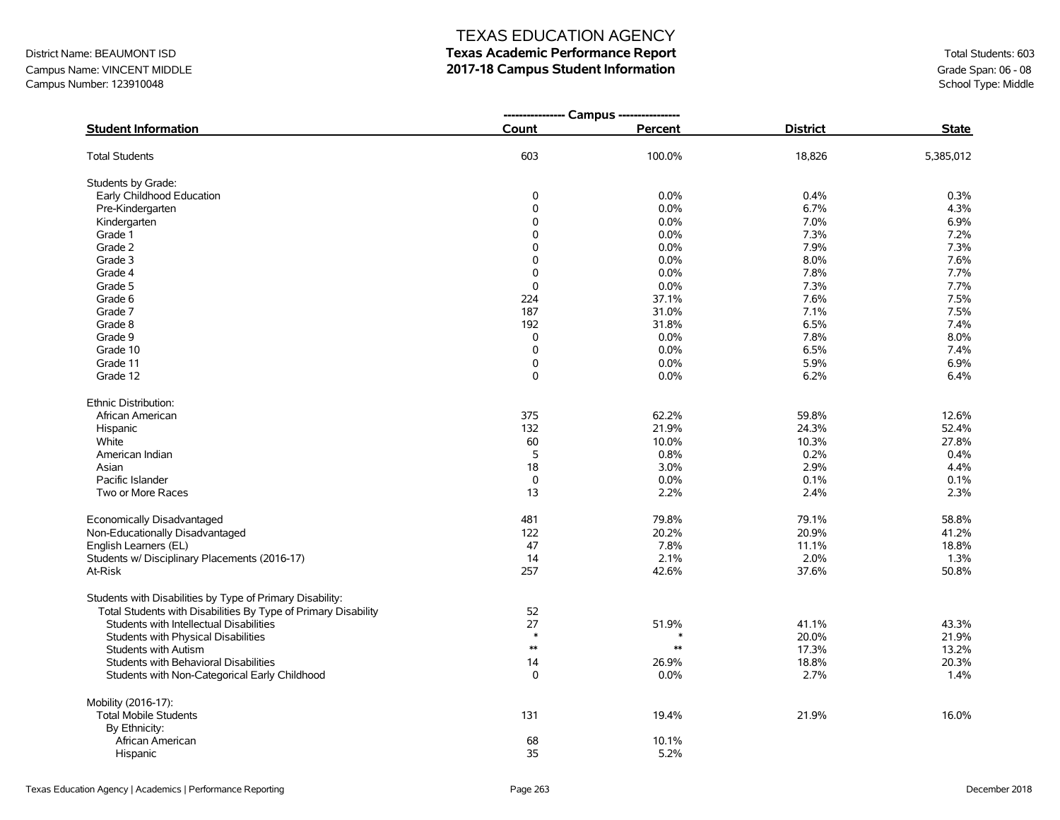# TEXAS EDUCATION AGENCY
## Texas Academic Performance Report
## 2017-18 Campus Student Information

District Name: BEAUMONT ISD
Campus Name: VINCENT MIDDLE
Campus Number: 123910048

Total Students: 603
Grade Span: 06 - 08
School Type: Middle

| Student Information | Campus Count | Campus Percent | District | State |
|---|---|---|---|---|
| Total Students | 603 | 100.0% | 18,826 | 5,385,012 |
| **Students by Grade:** | | | | |
| Early Childhood Education | 0 | 0.0% | 0.4% | 0.3% |
| Pre-Kindergarten | 0 | 0.0% | 6.7% | 4.3% |
| Kindergarten | 0 | 0.0% | 7.0% | 6.9% |
| Grade 1 | 0 | 0.0% | 7.3% | 7.2% |
| Grade 2 | 0 | 0.0% | 7.9% | 7.3% |
| Grade 3 | 0 | 0.0% | 8.0% | 7.6% |
| Grade 4 | 0 | 0.0% | 7.8% | 7.7% |
| Grade 5 | 0 | 0.0% | 7.3% | 7.7% |
| Grade 6 | 224 | 37.1% | 7.6% | 7.5% |
| Grade 7 | 187 | 31.0% | 7.1% | 7.5% |
| Grade 8 | 192 | 31.8% | 6.5% | 7.4% |
| Grade 9 | 0 | 0.0% | 7.8% | 8.0% |
| Grade 10 | 0 | 0.0% | 6.5% | 7.4% |
| Grade 11 | 0 | 0.0% | 5.9% | 6.9% |
| Grade 12 | 0 | 0.0% | 6.2% | 6.4% |
| **Ethnic Distribution:** | | | | |
| African American | 375 | 62.2% | 59.8% | 12.6% |
| Hispanic | 132 | 21.9% | 24.3% | 52.4% |
| White | 60 | 10.0% | 10.3% | 27.8% |
| American Indian | 5 | 0.8% | 0.2% | 0.4% |
| Asian | 18 | 3.0% | 2.9% | 4.4% |
| Pacific Islander | 0 | 0.0% | 0.1% | 0.1% |
| Two or More Races | 13 | 2.2% | 2.4% | 2.3% |
| Economically Disadvantaged | 481 | 79.8% | 79.1% | 58.8% |
| Non-Educationally Disadvantaged | 122 | 20.2% | 20.9% | 41.2% |
| English Learners (EL) | 47 | 7.8% | 11.1% | 18.8% |
| Students w/ Disciplinary Placements (2016-17) | 14 | 2.1% | 2.0% | 1.3% |
| At-Risk | 257 | 42.6% | 37.6% | 50.8% |
| **Students with Disabilities by Type of Primary Disability:** | | | | |
| Total Students with Disabilities By Type of Primary Disability | 52 | | | |
| Students with Intellectual Disabilities | 27 | 51.9% | 41.1% | 43.3% |
| Students with Physical Disabilities | * | * | 20.0% | 21.9% |
| Students with Autism | ** | ** | 17.3% | 13.2% |
| Students with Behavioral Disabilities | 14 | 26.9% | 18.8% | 20.3% |
| Students with Non-Categorical Early Childhood | 0 | 0.0% | 2.7% | 1.4% |
| **Mobility (2016-17):** | | | | |
| Total Mobile Students | 131 | 19.4% | 21.9% | 16.0% |
| By Ethnicity: | | | | |
| African American | 68 | 10.1% | | |
| Hispanic | 35 | 5.2% | | |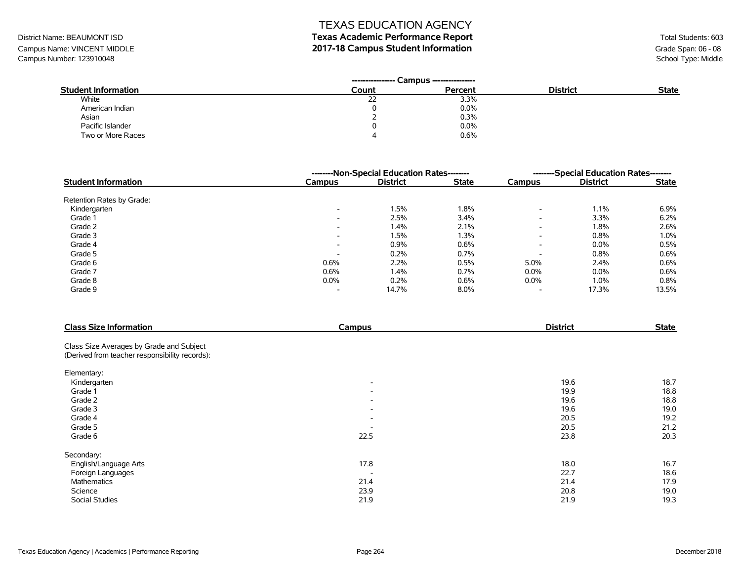# TEXAS EDUCATION AGENCY

## Texas Academic Performance Report

## 2017-18 Campus Student Information

District Name: BEAUMONT ISD
Campus Name: VINCENT MIDDLE
Campus Number: 123910048

Total Students: 603
Grade Span: 06 - 08
School Type: Middle

| Student Information | Campus Count | Campus Percent | District | State |
|---|---|---|---|---|
| White | 22 | 3.3% | | |
| American Indian | 0 | 0.0% | | |
| Asian | 2 | 0.3% | | |
| Pacific Islander | 0 | 0.0% | | |
| Two or More Races | 4 | 0.6% | | |

| Student Information | Non-Special Education Rates | | | Special Education Rates | | |
|---|---|---|---|---|---|---|
| | Campus | District | State | Campus | District | State |
| Retention Rates by Grade: | | | | | | |
| Kindergarten | - | 1.5% | 1.8% | - | 1.1% | 6.9% |
| Grade 1 | - | 2.5% | 3.4% | - | 3.3% | 6.2% |
| Grade 2 | - | 1.4% | 2.1% | - | 1.8% | 2.6% |
| Grade 3 | - | 1.5% | 1.3% | - | 0.8% | 1.0% |
| Grade 4 | - | 0.9% | 0.6% | - | 0.0% | 0.5% |
| Grade 5 | - | 0.2% | 0.7% | - | 0.8% | 0.6% |
| Grade 6 | 0.6% | 2.2% | 0.5% | 5.0% | 2.4% | 0.6% |
| Grade 7 | 0.6% | 1.4% | 0.7% | 0.0% | 0.0% | 0.6% |
| Grade 8 | 0.0% | 0.2% | 0.6% | 0.0% | 1.0% | 0.8% |
| Grade 9 | - | 14.7% | 8.0% | - | 17.3% | 13.5% |

| Class Size Information | Campus | District | State |
|---|---|---|---|
| Class Size Averages by Grade and Subject (Derived from teacher responsibility records): | | | |
| Elementary: | | | |
| Kindergarten | - | 19.6 | 18.7 |
| Grade 1 | - | 19.9 | 18.8 |
| Grade 2 | - | 19.6 | 18.8 |
| Grade 3 | - | 19.6 | 19.0 |
| Grade 4 | - | 20.5 | 19.2 |
| Grade 5 | - | 20.5 | 21.2 |
| Grade 6 | 22.5 | 23.8 | 20.3 |
| Secondary: | | | |
| English/Language Arts | 17.8 | 18.0 | 16.7 |
| Foreign Languages | - | 22.7 | 18.6 |
| Mathematics | 21.4 | 21.4 | 17.9 |
| Science | 23.9 | 20.8 | 19.0 |
| Social Studies | 21.9 | 21.9 | 19.3 |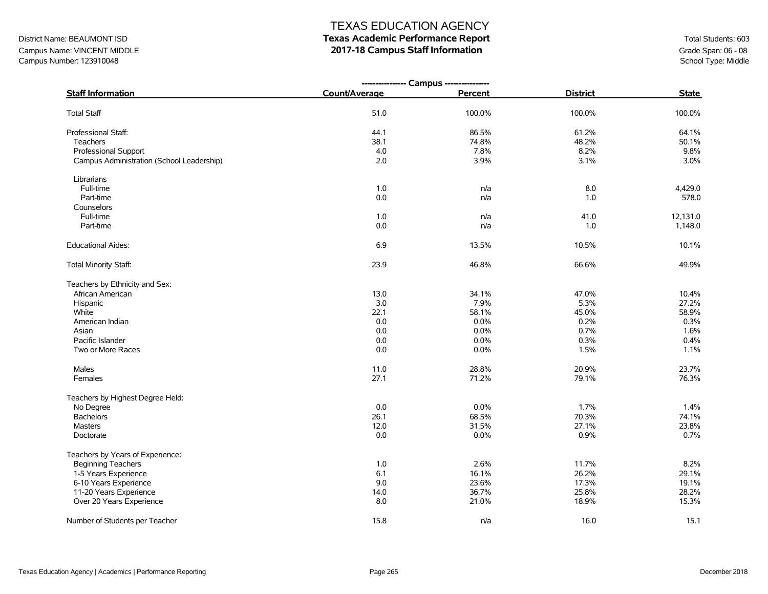# TEXAS EDUCATION AGENCY

## Texas Academic Performance Report

## 2017-18 Campus Staff Information

District Name: BEAUMONT ISD
Campus Name: VINCENT MIDDLE
Campus Number: 123910048

Total Students: 603
Grade Span: 06 - 08
School Type: Middle

| Staff Information | Campus Count/Average | Campus Percent | District | State |
|---|---|---|---|---|
| Total Staff | 51.0 | 100.0% | 100.0% | 100.0% |
| Professional Staff: | 44.1 | 86.5% | 61.2% | 64.1% |
| Teachers | 38.1 | 74.8% | 48.2% | 50.1% |
| Professional Support | 4.0 | 7.8% | 8.2% | 9.8% |
| Campus Administration (School Leadership) | 2.0 | 3.9% | 3.1% | 3.0% |
| Librarians | | | | |
| Full-time | 1.0 | n/a | 8.0 | 4,429.0 |
| Part-time | 0.0 | n/a | 1.0 | 578.0 |
| Counselors | | | | |
| Full-time | 1.0 | n/a | 41.0 | 12,131.0 |
| Part-time | 0.0 | n/a | 1.0 | 1,148.0 |
| Educational Aides: | 6.9 | 13.5% | 10.5% | 10.1% |
| Total Minority Staff: | 23.9 | 46.8% | 66.6% | 49.9% |
| Teachers by Ethnicity and Sex: | | | | |
| African American | 13.0 | 34.1% | 47.0% | 10.4% |
| Hispanic | 3.0 | 7.9% | 5.3% | 27.2% |
| White | 22.1 | 58.1% | 45.0% | 58.9% |
| American Indian | 0.0 | 0.0% | 0.2% | 0.3% |
| Asian | 0.0 | 0.0% | 0.7% | 1.6% |
| Pacific Islander | 0.0 | 0.0% | 0.3% | 0.4% |
| Two or More Races | 0.0 | 0.0% | 1.5% | 1.1% |
| Males | 11.0 | 28.8% | 20.9% | 23.7% |
| Females | 27.1 | 71.2% | 79.1% | 76.3% |
| Teachers by Highest Degree Held: | | | | |
| No Degree | 0.0 | 0.0% | 1.7% | 1.4% |
| Bachelors | 26.1 | 68.5% | 70.3% | 74.1% |
| Masters | 12.0 | 31.5% | 27.1% | 23.8% |
| Doctorate | 0.0 | 0.0% | 0.9% | 0.7% |
| Teachers by Years of Experience: | | | | |
| Beginning Teachers | 1.0 | 2.6% | 11.7% | 8.2% |
| 1-5 Years Experience | 6.1 | 16.1% | 26.2% | 29.1% |
| 6-10 Years Experience | 9.0 | 23.6% | 17.3% | 19.1% |
| 11-20 Years Experience | 14.0 | 36.7% | 25.8% | 28.2% |
| Over 20 Years Experience | 8.0 | 21.0% | 18.9% | 15.3% |
| Number of Students per Teacher | 15.8 | n/a | 16.0 | 15.1 |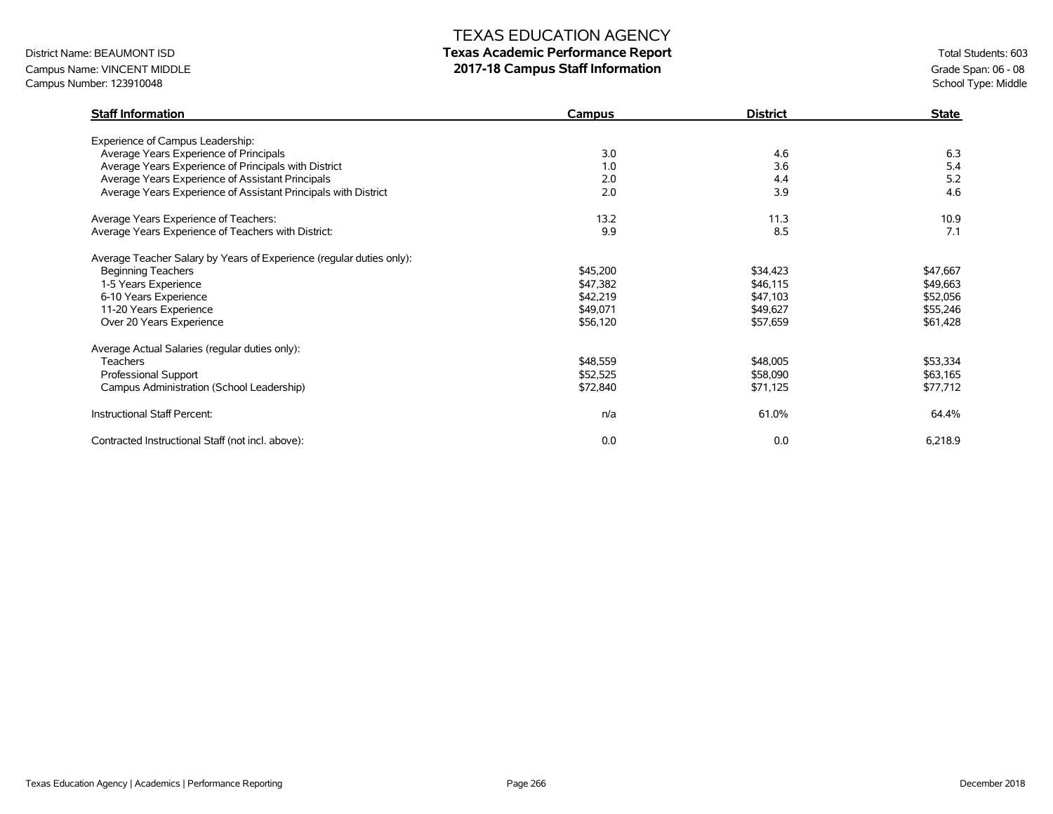# TEXAS EDUCATION AGENCY

## Texas Academic Performance Report

## 2017-18 Campus Staff Information

District Name: BEAUMONT ISD
Campus Name: VINCENT MIDDLE
Campus Number: 123910048

Total Students: 603
Grade Span: 06 - 08
School Type: Middle

| Staff Information | Campus | District | State |
|---|---|---|---|
| Experience of Campus Leadership: | | | |
| Average Years Experience of Principals | 3.0 | 4.6 | 6.3 |
| Average Years Experience of Principals with District | 1.0 | 3.6 | 5.4 |
| Average Years Experience of Assistant Principals | 2.0 | 4.4 | 5.2 |
| Average Years Experience of Assistant Principals with District | 2.0 | 3.9 | 4.6 |
| Average Years Experience of Teachers: | 13.2 | 11.3 | 10.9 |
| Average Years Experience of Teachers with District: | 9.9 | 8.5 | 7.1 |
| Average Teacher Salary by Years of Experience (regular duties only): | | | |
| Beginning Teachers | $45,200 | $34,423 | $47,667 |
| 1-5 Years Experience | $47,382 | $46,115 | $49,663 |
| 6-10 Years Experience | $42,219 | $47,103 | $52,056 |
| 11-20 Years Experience | $49,071 | $49,627 | $55,246 |
| Over 20 Years Experience | $56,120 | $57,659 | $61,428 |
| Average Actual Salaries (regular duties only): | | | |
| Teachers | $48,559 | $48,005 | $53,334 |
| Professional Support | $52,525 | $58,090 | $63,165 |
| Campus Administration (School Leadership) | $72,840 | $71,125 | $77,712 |
| Instructional Staff Percent: | n/a | 61.0% | 64.4% |
| Contracted Instructional Staff (not incl. above): | 0.0 | 0.0 | 6,218.9 |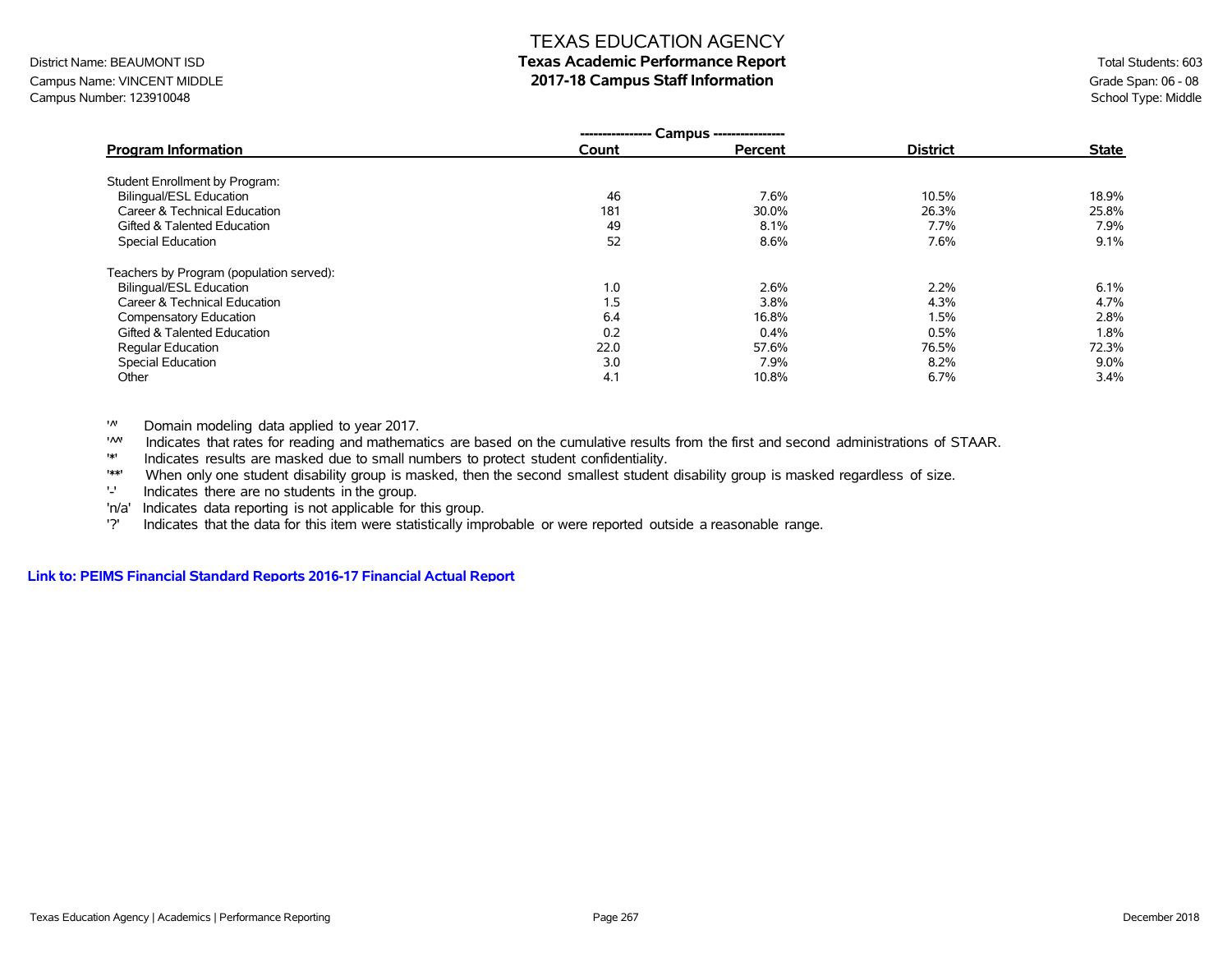District Name: BEAUMONT ISD
Campus Name: VINCENT MIDDLE
Campus Number: 123910048

# TEXAS EDUCATION AGENCY
## Texas Academic Performance Report
## 2017-18 Campus Staff Information

Total Students: 603
Grade Span: 06 - 08
School Type: Middle

| Program Information | Campus Count | Campus Percent | District | State |
|---|---|---|---|---|
| Student Enrollment by Program: | | | | |
| Bilingual/ESL Education | 46 | 7.6% | 10.5% | 18.9% |
| Career & Technical Education | 181 | 30.0% | 26.3% | 25.8% |
| Gifted & Talented Education | 49 | 8.1% | 7.7% | 7.9% |
| Special Education | 52 | 8.6% | 7.6% | 9.1% |
| Teachers by Program (population served): | | | | |
| Bilingual/ESL Education | 1.0 | 2.6% | 2.2% | 6.1% |
| Career & Technical Education | 1.5 | 3.8% | 4.3% | 4.7% |
| Compensatory Education | 6.4 | 16.8% | 1.5% | 2.8% |
| Gifted & Talented Education | 0.2 | 0.4% | 0.5% | 1.8% |
| Regular Education | 22.0 | 57.6% | 76.5% | 72.3% |
| Special Education | 3.0 | 7.9% | 8.2% | 9.0% |
| Other | 4.1 | 10.8% | 6.7% | 3.4% |

'^' Domain modeling data applied to year 2017.
'^^' Indicates that rates for reading and mathematics are based on the cumulative results from the first and second administrations of STAAR.
'*' Indicates results are masked due to small numbers to protect student confidentiality.
'**' When only one student disability group is masked, then the second smallest student disability group is masked regardless of size.
'-' Indicates there are no students in the group.
'n/a' Indicates data reporting is not applicable for this group.
'?' Indicates that the data for this item were statistically improbable or were reported outside a reasonable range.

**Link to: PEIMS Financial Standard Reports 2016-17 Financial Actual Report**